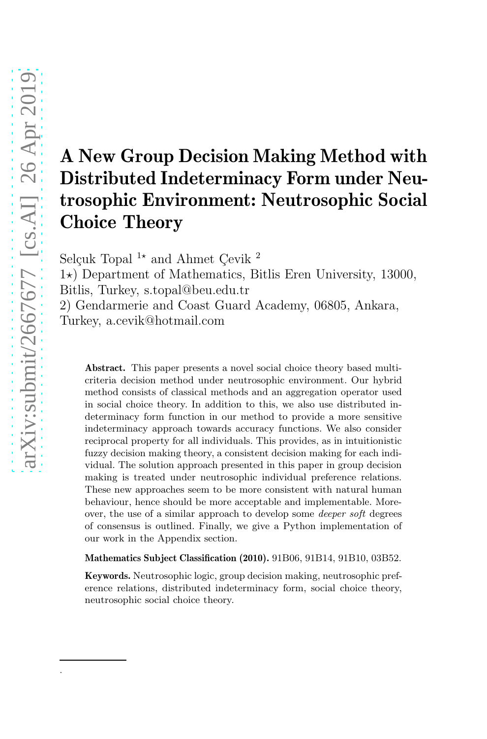# A New Group Decision Making Method with Distributed Indeterminacy Form under Neutrosophic Environment: Neutrosophic Social Choice Theory

Selçuk Topal [1⋆] and Ahmet Çevik [2]

1⋆) Department of Mathematics, Bitlis Eren University, 13000, Bitlis, Turkey, s.topal@beu.edu.tr

2) Gendarmerie and Coast Guard Academy, 06805, Ankara, Turkey, a.cevik@hotmail.com

**Abstract.** This paper presents a novel social choice theory based multi-criteria decision method under neutrosophic environment. Our hybrid method consists of classical methods and an aggregation operator used in social choice theory. In addition to this, we also use distributed indeterminacy form function in our method to provide a more sensitive indeterminacy approach towards accuracy functions. We also consider reciprocal property for all individuals. This provides, as in intuitionistic fuzzy decision making theory, a consistent decision making for each individual. The solution approach presented in this paper in group decision making is treated under neutrosophic individual preference relations. These new approaches seem to be more consistent with natural human behaviour, hence should be more acceptable and implementable. Moreover, the use of a similar approach to develop some *deeper soft* degrees of consensus is outlined. Finally, we give a Python implementation of our work in the Appendix section.

**Mathematics Subject Classification (2010).** 91B06, 91B14, 91B10, 03B52.

**Keywords.** Neutrosophic logic, group decision making, neutrosophic preference relations, distributed indeterminacy form, social choice theory, neutrosophic social choice theory.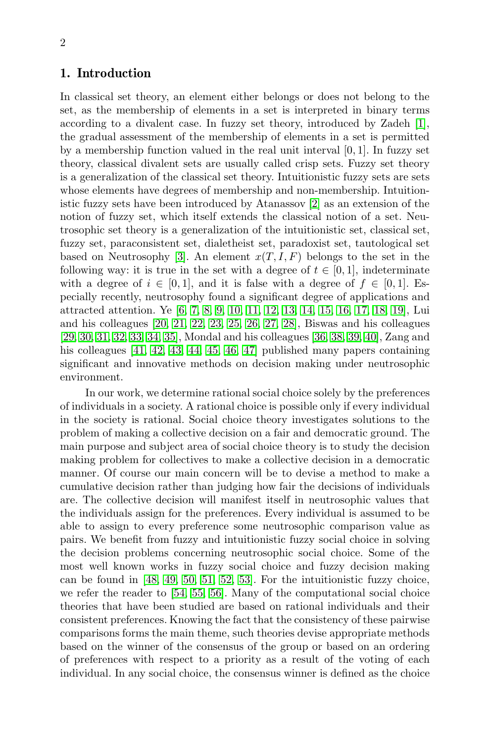## 1. Introduction

In classical set theory, an element either belongs or does not belong to the set, as the membership of elements in a set is interpreted in binary terms according to a divalent case. In fuzzy set theory, introduced by Zadeh [1], the gradual assessment of the membership of elements in a set is permitted by a membership function valued in the real unit interval $[0, 1]$. In fuzzy set theory, classical divalent sets are usually called crisp sets. Fuzzy set theory is a generalization of the classical set theory. Intuitionistic fuzzy sets are sets whose elements have degrees of membership and non-membership. Intuitionistic fuzzy sets have been introduced by Atanassov [2] as an extension of the notion of fuzzy set, which itself extends the classical notion of a set. Neutrosophic set theory is a generalization of the intuitionistic set, classical set, fuzzy set, paraconsistent set, dialetheist set, paradoxist set, tautological set based on Neutrosophy [3]. An element $x(T, I, F)$ belongs to the set in the following way: it is true in the set with a degree of $t \in [0, 1]$, indeterminate with a degree of $i \in [0, 1]$, and it is false with a degree of $f \in [0, 1]$. Especially recently, neutrosophy found a significant degree of applications and attracted attention. Ye [6, 7, 8, 9, 10, 11, 12, 13, 14, 15, 16, 17, 18, 19], Lui and his colleagues [20, 21, 22, 23, 25, 26, 27, 28], Biswas and his colleagues [29, 30, 31, 32, 33, 34, 35], Mondal and his colleagues [36, 38, 39, 40], Zang and his colleagues [41, 42, 43, 44, 45, 46, 47] published many papers containing significant and innovative methods on decision making under neutrosophic environment.

In our work, we determine rational social choice solely by the preferences of individuals in a society. A rational choice is possible only if every individual in the society is rational. Social choice theory investigates solutions to the problem of making a collective decision on a fair and democratic ground. The main purpose and subject area of social choice theory is to study the decision making problem for collectives to make a collective decision in a democratic manner. Of course our main concern will be to devise a method to make a cumulative decision rather than judging how fair the decisions of individuals are. The collective decision will manifest itself in neutrosophic values that the individuals assign for the preferences. Every individual is assumed to be able to assign to every preference some neutrosophic comparison value as pairs. We benefit from fuzzy and intuitionistic fuzzy social choice in solving the decision problems concerning neutrosophic social choice. Some of the most well known works in fuzzy social choice and fuzzy decision making can be found in [48, 49, 50, 51, 52, 53]. For the intuitionistic fuzzy choice, we refer the reader to [54, 55, 56]. Many of the computational social choice theories that have been studied are based on rational individuals and their consistent preferences. Knowing the fact that the consistency of these pairwise comparisons forms the main theme, such theories devise appropriate methods based on the winner of the consensus of the group or based on an ordering of preferences with respect to a priority as a result of the voting of each individual. In any social choice, the consensus winner is defined as the choice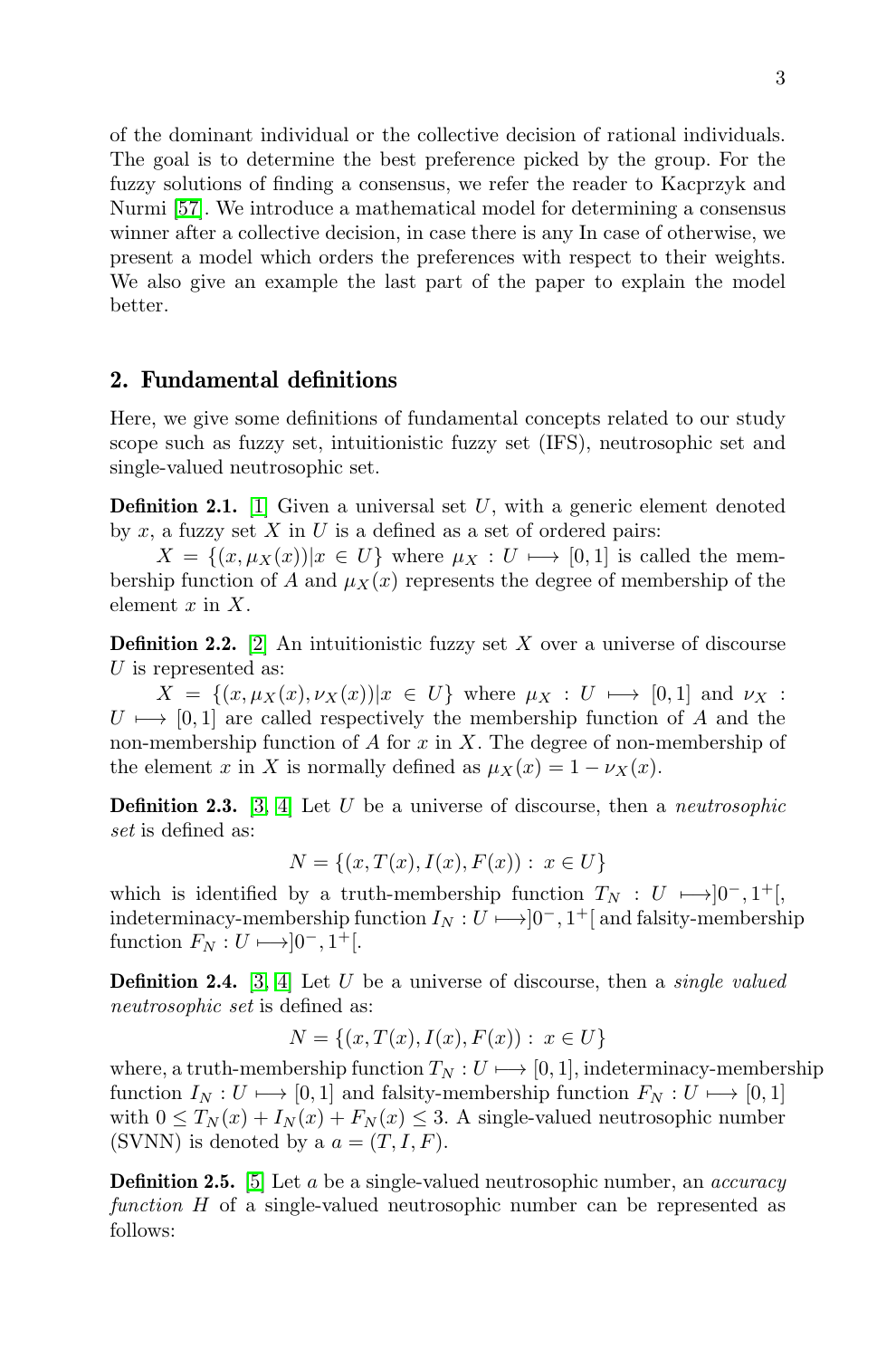of the dominant individual or the collective decision of rational individuals. The goal is to determine the best preference picked by the group. For the fuzzy solutions of finding a consensus, we refer the reader to Kacprzyk and Nurmi [57]. We introduce a mathematical model for determining a consensus winner after a collective decision, in case there is any In case of otherwise, we present a model which orders the preferences with respect to their weights. We also give an example the last part of the paper to explain the model better.

## 2. Fundamental definitions

Here, we give some definitions of fundamental concepts related to our study scope such as fuzzy set, intuitionistic fuzzy set (IFS), neutrosophic set and single-valued neutrosophic set.

**Definition 2.1.** [1] Given a universal set $U$, with a generic element denoted by $x$, a fuzzy set $X$ in $U$ is a defined as a set of ordered pairs:

$X = \{(x, \mu_X(x)) | x \in U\}$ where $\mu_X : U \longmapsto [0,1]$ is called the membership function of $A$ and $\mu_X(x)$ represents the degree of membership of the element $x$ in $X$.

**Definition 2.2.** [2] An intuitionistic fuzzy set $X$ over a universe of discourse $U$ is represented as:

$X = \{(x, \mu_X(x), \nu_X(x)) | x \in U\}$ where $\mu_X : U \longmapsto [0,1]$ and $\nu_X : U \longmapsto [0,1]$ are called respectively the membership function of $A$ and the non-membership function of $A$ for $x$ in $X$. The degree of non-membership of the element $x$ in $X$ is normally defined as $\mu_X(x) = 1 - \nu_X(x)$.

**Definition 2.3.** [3, 4] Let $U$ be a universe of discourse, then a *neutrosophic set* is defined as:

$$N = \{(x, T(x), I(x), F(x)) : x \in U\}$$

which is identified by a truth-membership function $T_N : U \longmapsto ]0^-, 1^+[$, indeterminacy-membership function $I_N : U \longmapsto ]0^-, 1^+[$ and falsity-membership function $F_N : U \longmapsto ]0^-, 1^+[$.

**Definition 2.4.** [3, 4] Let $U$ be a universe of discourse, then a *single valued neutrosophic set* is defined as:

$$N = \{(x, T(x), I(x), F(x)) : x \in U\}$$

where, a truth-membership function $T_N : U \longmapsto [0,1]$, indeterminacy-membership function $I_N : U \longmapsto [0,1]$ and falsity-membership function $F_N : U \longmapsto [0,1]$ with $0 \leq T_N(x) + I_N(x) + F_N(x) \leq 3$. A single-valued neutrosophic number (SVNN) is denoted by a $a = (T, I, F)$.

**Definition 2.5.** [5] Let $a$ be a single-valued neutrosophic number, an *accuracy function* $H$ of a single-valued neutrosophic number can be represented as follows: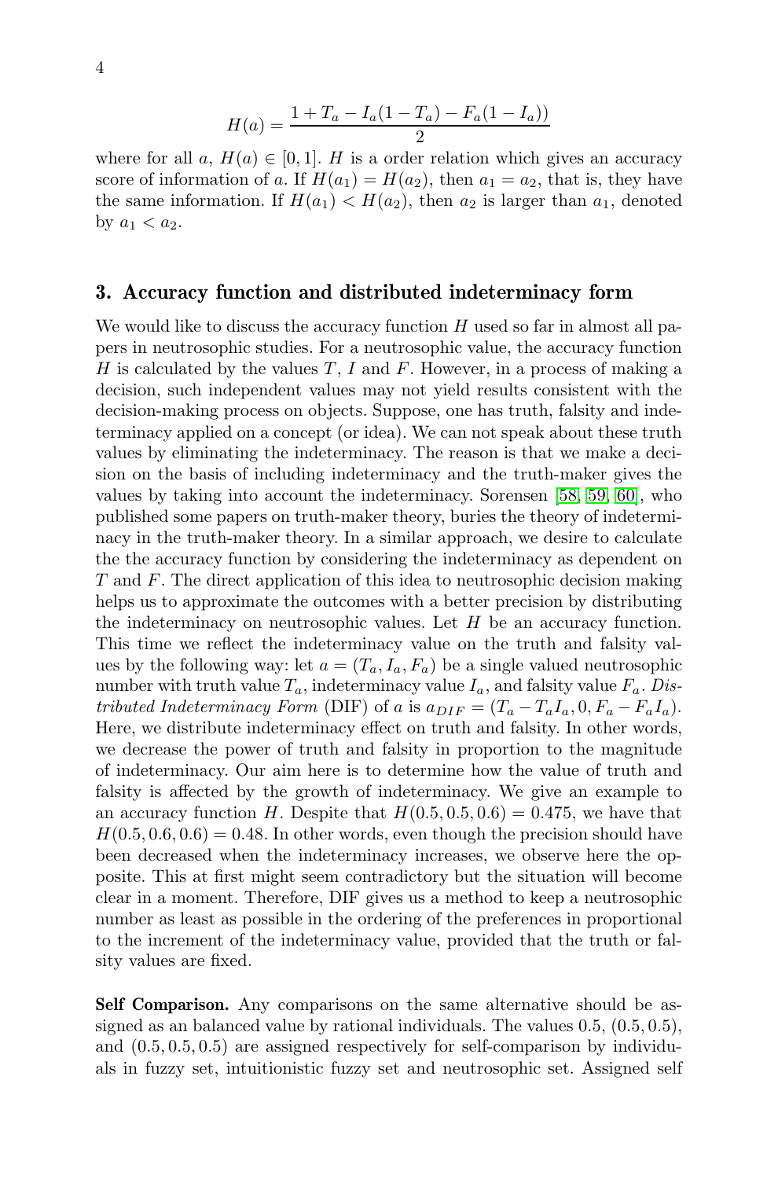$$H(a) = \frac{1 + T_a - I_a(1 - T_a) - F_a(1 - I_a))}{2}$$

where for all $a$, $H(a) \in [0, 1]$. $H$ is a order relation which gives an accuracy score of information of $a$. If $H(a_1) = H(a_2)$, then $a_1 = a_2$, that is, they have the same information. If $H(a_1) < H(a_2)$, then $a_2$ is larger than $a_1$, denoted by $a_1 < a_2$.

## 3. Accuracy function and distributed indeterminacy form

We would like to discuss the accuracy function $H$ used so far in almost all papers in neutrosophic studies. For a neutrosophic value, the accuracy function $H$ is calculated by the values $T$, $I$ and $F$. However, in a process of making a decision, such independent values may not yield results consistent with the decision-making process on objects. Suppose, one has truth, falsity and indeterminacy applied on a concept (or idea). We can not speak about these truth values by eliminating the indeterminacy. The reason is that we make a decision on the basis of including indeterminacy and the truth-maker gives the values by taking into account the indeterminacy. Sorensen [58, 59, 60], who published some papers on truth-maker theory, buries the theory of indeterminacy in the truth-maker theory. In a similar approach, we desire to calculate the the accuracy function by considering the indeterminacy as dependent on $T$ and $F$. The direct application of this idea to neutrosophic decision making helps us to approximate the outcomes with a better precision by distributing the indeterminacy on neutrosophic values. Let $H$ be an accuracy function. This time we reflect the indeterminacy value on the truth and falsity values by the following way: let $a = (T_a, I_a, F_a)$ be a single valued neutrosophic number with truth value $T_a$, indeterminacy value $I_a$, and falsity value $F_a$. *Distributed Indeterminacy Form* (DIF) of $a$ is $a_{DIF} = (T_a - T_a I_a, 0, F_a - F_a I_a)$. Here, we distribute indeterminacy effect on truth and falsity. In other words, we decrease the power of truth and falsity in proportion to the magnitude of indeterminacy. Our aim here is to determine how the value of truth and falsity is affected by the growth of indeterminacy. We give an example to an accuracy function $H$. Despite that $H(0.5, 0.5, 0.6) = 0.475$, we have that $H(0.5, 0.6, 0.6) = 0.48$. In other words, even though the precision should have been decreased when the indeterminacy increases, we observe here the opposite. This at first might seem contradictory but the situation will become clear in a moment. Therefore, DIF gives us a method to keep a neutrosophic number as least as possible in the ordering of the preferences in proportional to the increment of the indeterminacy value, provided that the truth or falsity values are fixed.

**Self Comparison.** Any comparisons on the same alternative should be assigned as an balanced value by rational individuals. The values $0.5$, $(0.5, 0.5)$, and $(0.5, 0.5, 0.5)$ are assigned respectively for self-comparison by individuals in fuzzy set, intuitionistic fuzzy set and neutrosophic set. Assigned self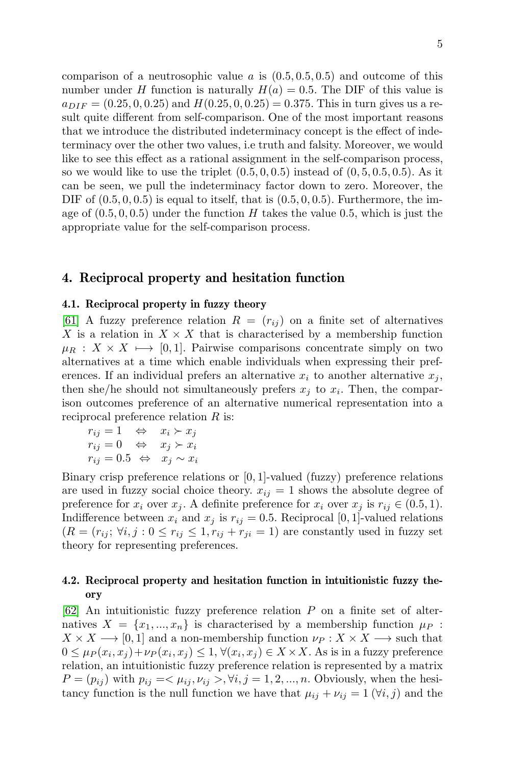comparison of a neutrosophic value $a$ is $(0.5, 0.5, 0.5)$ and outcome of this number under $H$ function is naturally $H(a) = 0.5$. The DIF of this value is $a_{DIF} = (0.25, 0, 0.25)$ and $H(0.25, 0, 0.25) = 0.375$. This in turn gives us a result quite different from self-comparison. One of the most important reasons that we introduce the distributed indeterminacy concept is the effect of indeterminacy over the other two values, i.e truth and falsity. Moreover, we would like to see this effect as a rational assignment in the self-comparison process, so we would like to use the triplet $(0.5, 0, 0.5)$ instead of $(0, 5, 0.5, 0.5)$. As it can be seen, we pull the indeterminacy factor down to zero. Moreover, the DIF of $(0.5, 0, 0.5)$ is equal to itself, that is $(0.5, 0, 0.5)$. Furthermore, the image of $(0.5, 0, 0.5)$ under the function $H$ takes the value 0.5, which is just the appropriate value for the self-comparison process.

## 4. Reciprocal property and hesitation function

### 4.1. Reciprocal property in fuzzy theory

[61] A fuzzy preference relation $R = (r_{ij})$ on a finite set of alternatives $X$ is a relation in $X \times X$ that is characterised by a membership function $\mu_R : X \times X \longmapsto [0, 1]$. Pairwise comparisons concentrate simply on two alternatives at a time which enable individuals when expressing their preferences. If an individual prefers an alternative $x_i$ to another alternative $x_j$, then she/he should not simultaneously prefers $x_j$ to $x_i$. Then, the comparison outcomes preference of an alternative numerical representation into a reciprocal preference relation $R$ is:

$r_{ij} = 1 \quad \Leftrightarrow \quad x_i \succ x_j$

$r_{ij} = 0 \quad \Leftrightarrow \quad x_j \succ x_i$

$r_{ij} = 0.5 \quad \Leftrightarrow \quad x_j \sim x_i$

Binary crisp preference relations or $[0, 1]$-valued (fuzzy) preference relations are used in fuzzy social choice theory. $x_{ij} = 1$ shows the absolute degree of preference for $x_i$ over $x_j$. A definite preference for $x_i$ over $x_j$ is $r_{ij} \in (0.5, 1)$. Indifference between $x_i$ and $x_j$ is $r_{ij} = 0.5$. Reciprocal $[0, 1]$-valued relations $(R = (r_{ij};\ \forall i, j : 0 \leq r_{ij} \leq 1, r_{ij} + r_{ji} = 1)$ are constantly used in fuzzy set theory for representing preferences.

### 4.2. Reciprocal property and hesitation function in intuitionistic fuzzy theory

[62] An intuitionistic fuzzy preference relation $P$ on a finite set of alternatives $X = \{x_1, ..., x_n\}$ is characterised by a membership function $\mu_P : X \times X \longrightarrow [0, 1]$ and a non-membership function $\nu_P : X \times X \longrightarrow$ such that $0 \leq \mu_P(x_i, x_j) + \nu_P(x_i, x_j) \leq 1$, $\forall (x_i, x_j) \in X \times X$. As is in a fuzzy preference relation, an intuitionistic fuzzy preference relation is represented by a matrix $P = (p_{ij})$ with $p_{ij} = < \mu_{ij}, \nu_{ij} >, \forall i, j = 1, 2, ..., n$. Obviously, when the hesitancy function is the null function we have that $\mu_{ij} + \nu_{ij} = 1$ $(\forall i, j)$ and the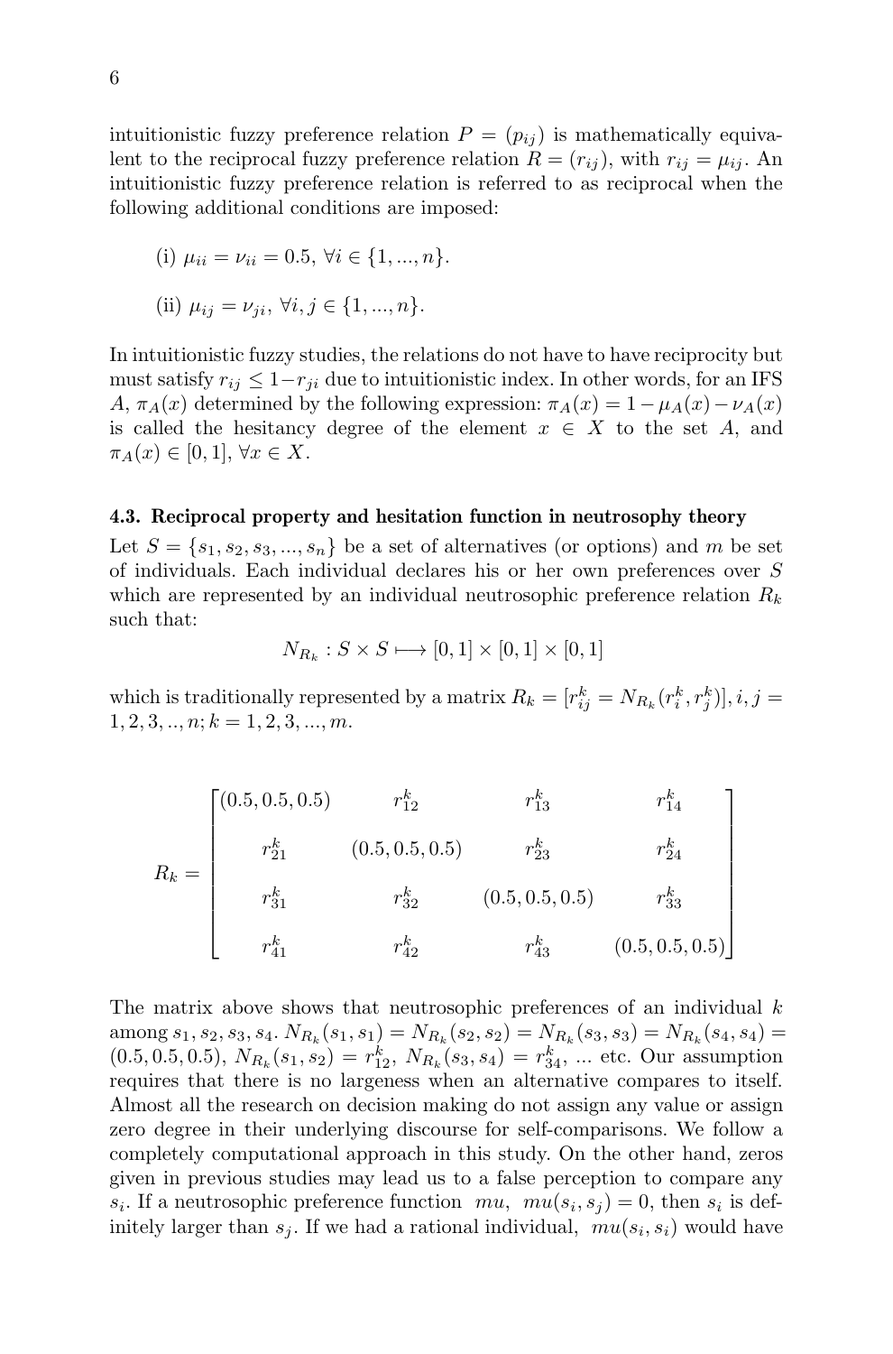intuitionistic fuzzy preference relation $P = (p_{ij})$ is mathematically equivalent to the reciprocal fuzzy preference relation $R = (r_{ij})$, with $r_{ij} = \mu_{ij}$. An intuitionistic fuzzy preference relation is referred to as reciprocal when the following additional conditions are imposed:

(i) $\mu_{ii} = \nu_{ii} = 0.5$, $\forall i \in \{1, ..., n\}$.

(ii) $\mu_{ij} = \nu_{ji}$, $\forall i, j \in \{1, ..., n\}$.

In intuitionistic fuzzy studies, the relations do not have to have reciprocity but must satisfy $r_{ij} \leq 1 - r_{ji}$ due to intuitionistic index. In other words, for an IFS $A$, $\pi_A(x)$ determined by the following expression: $\pi_A(x) = 1 - \mu_A(x) - \nu_A(x)$ is called the hesitancy degree of the element $x \in X$ to the set $A$, and $\pi_A(x) \in [0, 1]$, $\forall x \in X$.

### 4.3. Reciprocal property and hesitation function in neutrosophy theory

Let $S = \{s_1, s_2, s_3, ..., s_n\}$ be a set of alternatives (or options) and $m$ be set of individuals. Each individual declares his or her own preferences over $S$ which are represented by an individual neutrosophic preference relation $R_k$ such that:

$$N_{R_k} : S \times S \longmapsto [0, 1] \times [0, 1] \times [0, 1]$$

which is traditionally represented by a matrix $R_k = [r_{ij}^k = N_{R_k}(r_i^k, r_j^k)], i, j = 1, 2, 3, .., n; k = 1, 2, 3, ..., m$.

$$R_k = \begin{bmatrix} (0.5, 0.5, 0.5) & r_{12}^k & r_{13}^k & r_{14}^k \\ r_{21}^k & (0.5, 0.5, 0.5) & r_{23}^k & r_{24}^k \\ r_{31}^k & r_{32}^k & (0.5, 0.5, 0.5) & r_{33}^k \\ r_{41}^k & r_{42}^k & r_{43}^k & (0.5, 0.5, 0.5) \end{bmatrix}$$

The matrix above shows that neutrosophic preferences of an individual $k$ among $s_1, s_2, s_3, s_4$. $N_{R_k}(s_1, s_1) = N_{R_k}(s_2, s_2) = N_{R_k}(s_3, s_3) = N_{R_k}(s_4, s_4) = (0.5, 0.5, 0.5)$, $N_{R_k}(s_1, s_2) = r_{12}^k$, $N_{R_k}(s_3, s_4) = r_{34}^k$, ... etc. Our assumption requires that there is no largeness when an alternative compares to itself. Almost all the research on decision making do not assign any value or assign zero degree in their underlying discourse for self-comparisons. We follow a completely computational approach in this study. On the other hand, zeros given in previous studies may lead us to a false perception to compare any $s_i$. If a neutrosophic preference function $mu$, $mu(s_i, s_j) = 0$, then $s_i$ is definitely larger than $s_j$. If we had a rational individual, $mu(s_i, s_i)$ would have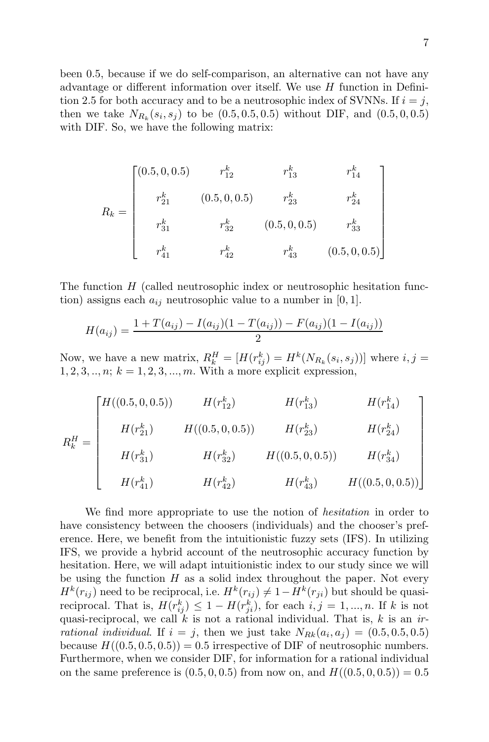been 0.5, because if we do self-comparison, an alternative can not have any advantage or different information over itself. We use $H$ function in Definition 2.5 for both accuracy and to be a neutrosophic index of SVNNs. If $i = j$, then we take $N_{R_k}(s_i, s_j)$ to be $(0.5, 0.5, 0.5)$ without DIF, and $(0.5, 0, 0.5)$ with DIF. So, we have the following matrix:

$$R_k = \begin{bmatrix} (0.5,0,0.5) & r_{12}^k & r_{13}^k & r_{14}^k \\ r_{21}^k & (0.5,0,0.5) & r_{23}^k & r_{24}^k \\ r_{31}^k & r_{32}^k & (0.5,0,0.5) & r_{33}^k \\ r_{41}^k & r_{42}^k & r_{43}^k & (0.5,0,0.5) \end{bmatrix}$$

The function $H$ (called neutrosophic index or neutrosophic hesitation function) assigns each $a_{ij}$ neutrosophic value to a number in $[0, 1]$.

$$H(a_{ij}) = \frac{1 + T(a_{ij}) - I(a_{ij})(1 - T(a_{ij})) - F(a_{ij})(1 - I(a_{ij}))}{2}$$

Now, we have a new matrix, $R_k^H = [H(r_{ij}^k) = H^k(N_{R_k}(s_i, s_j))]$ where $i, j = 1, 2, 3, .., n$; $k = 1, 2, 3, ..., m$. With a more explicit expression,

$$R_k^H = \begin{bmatrix} H((0.5,0,0.5)) & H(r_{12}^k) & H(r_{13}^k) & H(r_{14}^k) \\ H(r_{21}^k) & H((0.5,0,0.5)) & H(r_{23}^k) & H(r_{24}^k) \\ H(r_{31}^k) & H(r_{32}^k) & H((0.5,0,0.5)) & H(r_{34}^k) \\ H(r_{41}^k) & H(r_{42}^k) & H(r_{43}^k) & H((0.5,0,0.5)) \end{bmatrix}$$

We find more appropriate to use the notion of *hesitation* in order to have consistency between the choosers (individuals) and the chooser's preference. Here, we benefit from the intuitionistic fuzzy sets (IFS). In utilizing IFS, we provide a hybrid account of the neutrosophic accuracy function by hesitation. Here, we will adapt intuitionistic index to our study since we will be using the function $H$ as a solid index throughout the paper. Not every $H^k(r_{ij})$ need to be reciprocal, i.e. $H^k(r_{ij}) \neq 1 - H^k(r_{ji})$ but should be quasi-reciprocal. That is, $H(r_{ij}^k) \leq 1 - H(r_{ji}^k)$, for each $i, j = 1, ..., n$. If $k$ is not quasi-reciprocal, we call $k$ is not a rational individual. That is, $k$ is an *irrational individual*. If $i = j$, then we just take $N_{Rk}(a_i, a_j) = (0.5, 0.5, 0.5)$ because $H((0.5, 0.5, 0.5)) = 0.5$ irrespective of DIF of neutrosophic numbers. Furthermore, when we consider DIF, for information for a rational individual on the same preference is $(0.5, 0, 0.5)$ from now on, and $H((0.5, 0, 0.5)) = 0.5$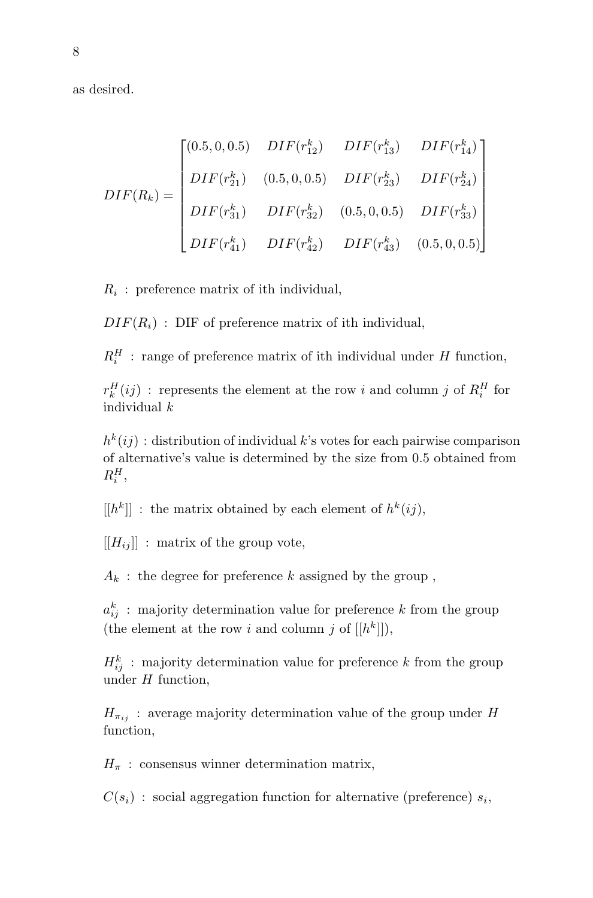as desired.

$$DIF(R_k) = \begin{bmatrix} (0.5, 0, 0.5) & DIF(r^k_{12}) & DIF(r^k_{13}) & DIF(r^k_{14}) \\ DIF(r^k_{21}) & (0.5, 0, 0.5) & DIF(r^k_{23}) & DIF(r^k_{24}) \\ DIF(r^k_{31}) & DIF(r^k_{32}) & (0.5, 0, 0.5) & DIF(r^k_{33}) \\ DIF(r^k_{41}) & DIF(r^k_{42}) & DIF(r^k_{43}) & (0.5, 0, 0.5) \end{bmatrix}$$

$R_i$ : preference matrix of ith individual,

$DIF(R_i)$ : DIF of preference matrix of ith individual,

$R^H_i$ : range of preference matrix of ith individual under $H$ function,

$r^H_k(ij)$ : represents the element at the row $i$ and column $j$ of $R^H_i$ for individual $k$

$h^k(ij)$ : distribution of individual $k$'s votes for each pairwise comparison of alternative's value is determined by the size from 0.5 obtained from $R^H_i$,

$[[h^k]]$ : the matrix obtained by each element of $h^k(ij)$,

$[[H_{ij}]]$ : matrix of the group vote,

$A_k$ : the degree for preference $k$ assigned by the group ,

$a^k_{ij}$ : majority determination value for preference $k$ from the group (the element at the row $i$ and column $j$ of $[[h^k]]$),

$H^k_{ij}$ : majority determination value for preference $k$ from the group under $H$ function,

$H_{\pi_{ij}}$ : average majority determination value of the group under $H$ function,

$H_\pi$ : consensus winner determination matrix,

$C(s_i)$ : social aggregation function for alternative (preference) $s_i$,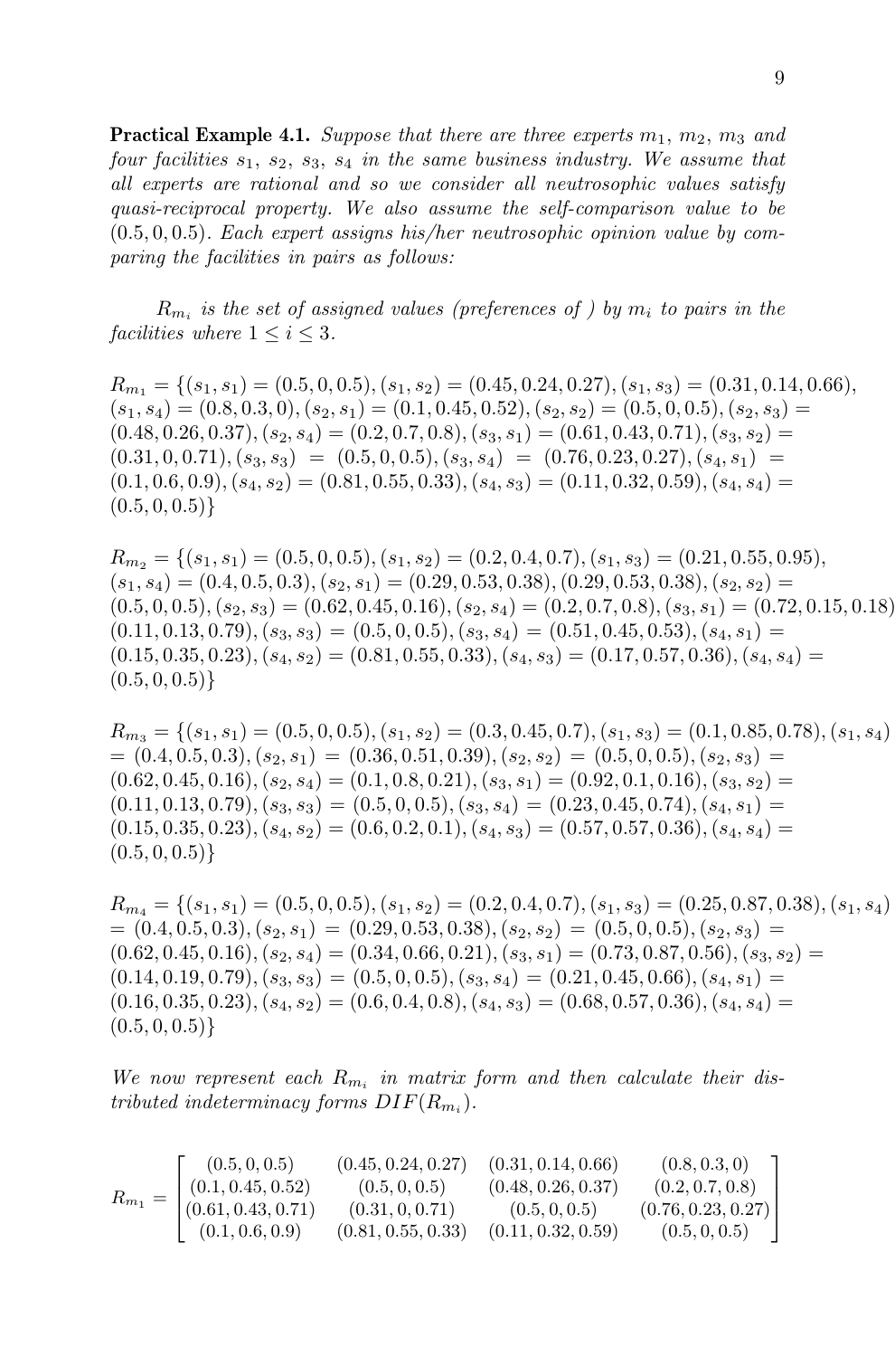**Practical Example 4.1.** *Suppose that there are three experts $m_1$, $m_2$, $m_3$ and four facilities $s_1$, $s_2$, $s_3$, $s_4$ in the same business industry. We assume that all experts are rational and so we consider all neutrosophic values satisfy quasi-reciprocal property. We also assume the self-comparison value to be $(0.5, 0, 0.5)$. Each expert assigns his/her neutrosophic opinion value by comparing the facilities in pairs as follows:*

*$R_{m_i}$ is the set of assigned values (preferences of ) by $m_i$ to pairs in the facilities where $1 \leq i \leq 3$.*

$R_{m_1} = \{(s_1, s_1) = (0.5, 0, 0.5), (s_1, s_2) = (0.45, 0.24, 0.27), (s_1, s_3) = (0.31, 0.14, 0.66), (s_1, s_4) = (0.8, 0.3, 0), (s_2, s_1) = (0.1, 0.45, 0.52), (s_2, s_2) = (0.5, 0, 0.5), (s_2, s_3) = (0.48, 0.26, 0.37), (s_2, s_4) = (0.2, 0.7, 0.8), (s_3, s_1) = (0.61, 0.43, 0.71), (s_3, s_2) = (0.31, 0, 0.71), (s_3, s_3) = (0.5, 0, 0.5), (s_3, s_4) = (0.76, 0.23, 0.27), (s_4, s_1) = (0.1, 0.6, 0.9), (s_4, s_2) = (0.81, 0.55, 0.33), (s_4, s_3) = (0.11, 0.32, 0.59), (s_4, s_4) = (0.5, 0, 0.5)\}$

$R_{m_2} = \{(s_1, s_1) = (0.5, 0, 0.5), (s_1, s_2) = (0.2, 0.4, 0.7), (s_1, s_3) = (0.21, 0.55, 0.95), (s_1, s_4) = (0.4, 0.5, 0.3), (s_2, s_1) = (0.29, 0.53, 0.38), (0.29, 0.53, 0.38), (s_2, s_2) = (0.5, 0, 0.5), (s_2, s_3) = (0.62, 0.45, 0.16), (s_2, s_4) = (0.2, 0.7, 0.8), (s_3, s_1) = (0.72, 0.15, 0.18) (0.11, 0.13, 0.79), (s_3, s_3) = (0.5, 0, 0.5), (s_3, s_4) = (0.51, 0.45, 0.53), (s_4, s_1) = (0.15, 0.35, 0.23), (s_4, s_2) = (0.81, 0.55, 0.33), (s_4, s_3) = (0.17, 0.57, 0.36), (s_4, s_4) = (0.5, 0, 0.5)\}$

$R_{m_3} = \{(s_1, s_1) = (0.5, 0, 0.5), (s_1, s_2) = (0.3, 0.45, 0.7), (s_1, s_3) = (0.1, 0.85, 0.78), (s_1, s_4) = (0.4, 0.5, 0.3), (s_2, s_1) = (0.36, 0.51, 0.39), (s_2, s_2) = (0.5, 0, 0.5), (s_2, s_3) = (0.62, 0.45, 0.16), (s_2, s_4) = (0.1, 0.8, 0.21), (s_3, s_1) = (0.92, 0.1, 0.16), (s_3, s_2) = (0.11, 0.13, 0.79), (s_3, s_3) = (0.5, 0, 0.5), (s_3, s_4) = (0.23, 0.45, 0.74), (s_4, s_1) = (0.15, 0.35, 0.23), (s_4, s_2) = (0.6, 0.2, 0.1), (s_4, s_3) = (0.57, 0.57, 0.36), (s_4, s_4) = (0.5, 0, 0.5)\}$

$R_{m_4} = \{(s_1, s_1) = (0.5, 0, 0.5), (s_1, s_2) = (0.2, 0.4, 0.7), (s_1, s_3) = (0.25, 0.87, 0.38), (s_1, s_4) = (0.4, 0.5, 0.3), (s_2, s_1) = (0.29, 0.53, 0.38), (s_2, s_2) = (0.5, 0, 0.5), (s_2, s_3) = (0.62, 0.45, 0.16), (s_2, s_4) = (0.34, 0.66, 0.21), (s_3, s_1) = (0.73, 0.87, 0.56), (s_3, s_2) = (0.14, 0.19, 0.79), (s_3, s_3) = (0.5, 0, 0.5), (s_3, s_4) = (0.21, 0.45, 0.66), (s_4, s_1) = (0.16, 0.35, 0.23), (s_4, s_2) = (0.6, 0.4, 0.8), (s_4, s_3) = (0.68, 0.57, 0.36), (s_4, s_4) = (0.5, 0, 0.5)\}$

*We now represent each $R_{m_i}$ in matrix form and then calculate their distributed indeterminacy forms $DIF(R_{m_i})$.*

$$R_{m_1} = \begin{bmatrix} (0.5, 0, 0.5) & (0.45, 0.24, 0.27) & (0.31, 0.14, 0.66) & (0.8, 0.3, 0) \\ (0.1, 0.45, 0.52) & (0.5, 0, 0.5) & (0.48, 0.26, 0.37) & (0.2, 0.7, 0.8) \\ (0.61, 0.43, 0.71) & (0.31, 0, 0.71) & (0.5, 0, 0.5) & (0.76, 0.23, 0.27) \\ (0.1, 0.6, 0.9) & (0.81, 0.55, 0.33) & (0.11, 0.32, 0.59) & (0.5, 0, 0.5) \end{bmatrix}$$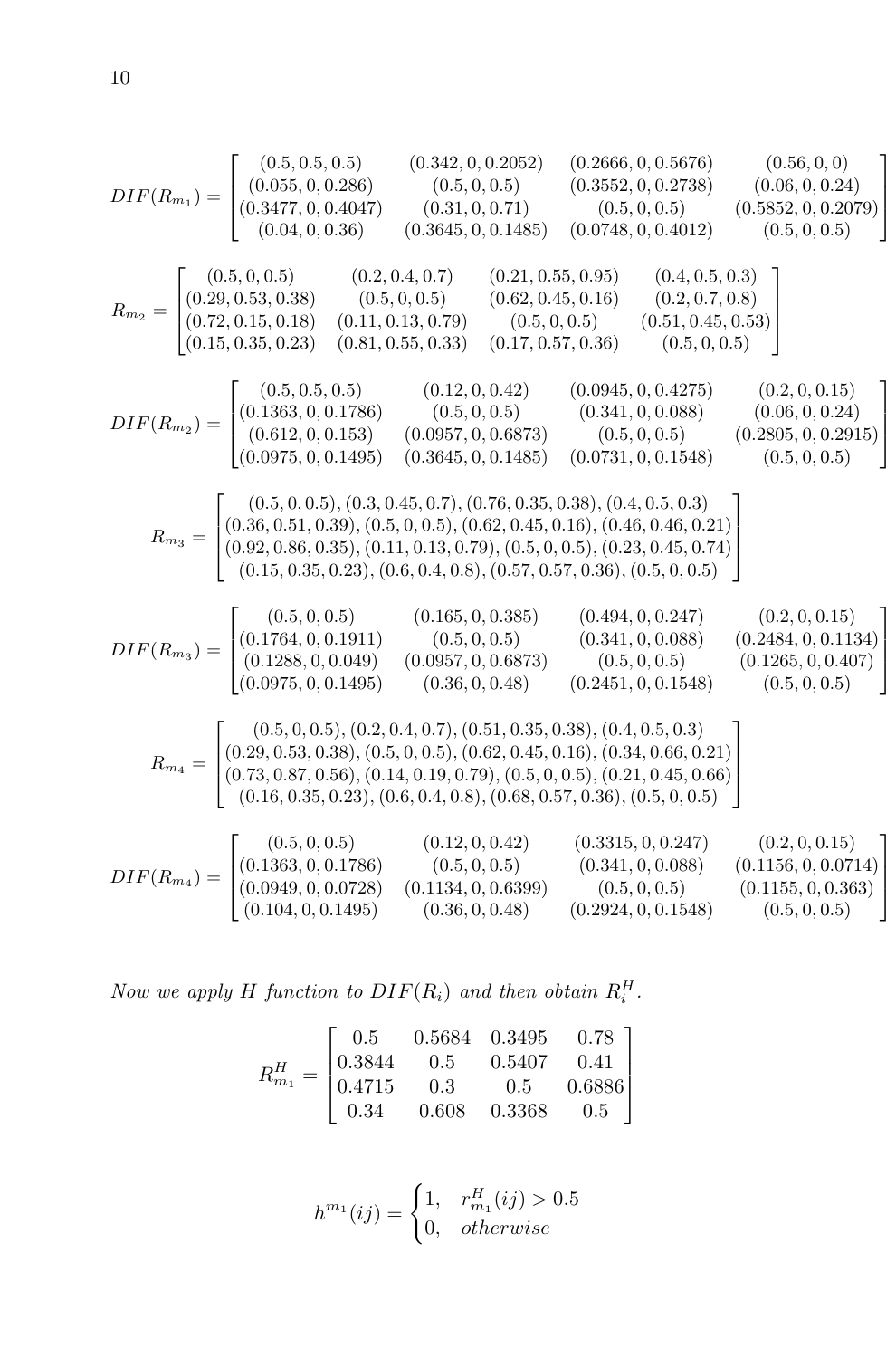$$DIF(R_{m_1}) = \begin{bmatrix} (0.5, 0.5, 0.5) & (0.342, 0, 0.2052) & (0.2666, 0, 0.5676) & (0.56, 0, 0) \\ (0.055, 0, 0.286) & (0.5, 0, 0.5) & (0.3552, 0, 0.2738) & (0.06, 0, 0.24) \\ (0.3477, 0, 0.4047) & (0.31, 0, 0.71) & (0.5, 0, 0.5) & (0.5852, 0, 0.2079) \\ (0.04, 0, 0.36) & (0.3645, 0, 0.1485) & (0.0748, 0, 0.4012) & (0.5, 0, 0.5) \end{bmatrix}$$

$$R_{m_2} = \begin{bmatrix} (0.5, 0, 0.5) & (0.2, 0.4, 0.7) & (0.21, 0.55, 0.95) & (0.4, 0.5, 0.3) \\ (0.29, 0.53, 0.38) & (0.5, 0, 0.5) & (0.62, 0.45, 0.16) & (0.2, 0.7, 0.8) \\ (0.72, 0.15, 0.18) & (0.11, 0.13, 0.79) & (0.5, 0, 0.5) & (0.51, 0.45, 0.53) \\ (0.15, 0.35, 0.23) & (0.81, 0.55, 0.33) & (0.17, 0.57, 0.36) & (0.5, 0, 0.5) \end{bmatrix}$$

$$DIF(R_{m_2}) = \begin{bmatrix} (0.5, 0.5, 0.5) & (0.12, 0, 0.42) & (0.0945, 0, 0.4275) & (0.2, 0, 0.15) \\ (0.1363, 0, 0.1786) & (0.5, 0, 0.5) & (0.341, 0, 0.088) & (0.06, 0, 0.24) \\ (0.612, 0, 0.153) & (0.0957, 0, 0.6873) & (0.5, 0, 0.5) & (0.2805, 0, 0.2915) \\ (0.0975, 0, 0.1495) & (0.3645, 0, 0.1485) & (0.0731, 0, 0.1548) & (0.5, 0, 0.5) \end{bmatrix}$$

$$R_{m_3} = \begin{bmatrix} (0.5, 0, 0.5), (0.3, 0.45, 0.7), (0.76, 0.35, 0.38), (0.4, 0.5, 0.3) \\ (0.36, 0.51, 0.39), (0.5, 0, 0.5), (0.62, 0.45, 0.16), (0.46, 0.46, 0.21) \\ (0.92, 0.86, 0.35), (0.11, 0.13, 0.79), (0.5, 0, 0.5), (0.23, 0.45, 0.74) \\ (0.15, 0.35, 0.23), (0.6, 0.4, 0.8), (0.57, 0.57, 0.36), (0.5, 0, 0.5) \end{bmatrix}$$

$$DIF(R_{m_3}) = \begin{bmatrix} (0.5, 0, 0.5) & (0.165, 0, 0.385) & (0.494, 0, 0.247) & (0.2, 0, 0.15) \\ (0.1764, 0, 0.1911) & (0.5, 0, 0.5) & (0.341, 0, 0.088) & (0.2484, 0, 0.1134) \\ (0.1288, 0, 0.049) & (0.0957, 0, 0.6873) & (0.5, 0, 0.5) & (0.1265, 0, 0.407) \\ (0.0975, 0, 0.1495) & (0.36, 0, 0.48) & (0.2451, 0, 0.1548) & (0.5, 0, 0.5) \end{bmatrix}$$

$$R_{m_4} = \begin{bmatrix} (0.5, 0, 0.5), (0.2, 0.4, 0.7), (0.51, 0.35, 0.38), (0.4, 0.5, 0.3) \\ (0.29, 0.53, 0.38), (0.5, 0, 0.5), (0.62, 0.45, 0.16), (0.34, 0.66, 0.21) \\ (0.73, 0.87, 0.56), (0.14, 0.19, 0.79), (0.5, 0, 0.5), (0.21, 0.45, 0.66) \\ (0.16, 0.35, 0.23), (0.6, 0.4, 0.8), (0.68, 0.57, 0.36), (0.5, 0, 0.5) \end{bmatrix}$$

$$DIF(R_{m_4}) = \begin{bmatrix} (0.5, 0, 0.5) & (0.12, 0, 0.42) & (0.3315, 0, 0.247) & (0.2, 0, 0.15) \\ (0.1363, 0, 0.1786) & (0.5, 0, 0.5) & (0.341, 0, 0.088) & (0.1156, 0, 0.0714) \\ (0.0949, 0, 0.0728) & (0.1134, 0, 0.6399) & (0.5, 0, 0.5) & (0.1155, 0, 0.363) \\ (0.104, 0, 0.1495) & (0.36, 0, 0.48) & (0.2924, 0, 0.1548) & (0.5, 0, 0.5) \end{bmatrix}$$

*Now we apply H function to $DIF(R_i)$ and then obtain $R_i^H$.*

$$R_{m_1}^H = \begin{bmatrix} 0.5 & 0.5684 & 0.3495 & 0.78 \\ 0.3844 & 0.5 & 0.5407 & 0.41 \\ 0.4715 & 0.3 & 0.5 & 0.6886 \\ 0.34 & 0.608 & 0.3368 & 0.5 \end{bmatrix}$$

$$h^{m_1}(ij) = \begin{cases} 1, & r_{m_1}^H(ij) > 0.5 \\ 0, & otherwise \end{cases}$$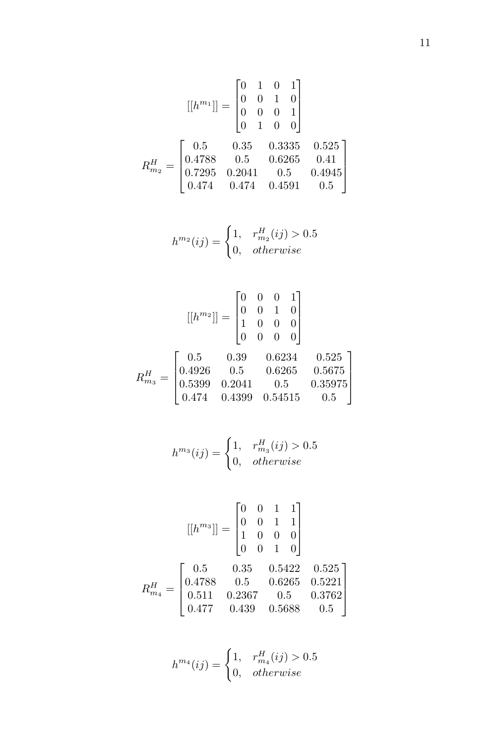$$[[h^{m_1}]] = \begin{bmatrix} 0 & 1 & 0 & 1 \\ 0 & 0 & 1 & 0 \\ 0 & 0 & 0 & 1 \\ 0 & 1 & 0 & 0 \end{bmatrix}$$

$$R^H_{m_2} = \begin{bmatrix} 0.5 & 0.35 & 0.3335 & 0.525 \\ 0.4788 & 0.5 & 0.6265 & 0.41 \\ 0.7295 & 0.2041 & 0.5 & 0.4945 \\ 0.474 & 0.474 & 0.4591 & 0.5 \end{bmatrix}$$

$$h^{m_2}(ij) = \begin{cases} 1, & r^H_{m_2}(ij) > 0.5 \\ 0, & otherwise \end{cases}$$

$$[[h^{m_2}]] = \begin{bmatrix} 0 & 0 & 0 & 1 \\ 0 & 0 & 1 & 0 \\ 1 & 0 & 0 & 0 \\ 0 & 0 & 0 & 0 \end{bmatrix}$$

$$R^H_{m_3} = \begin{bmatrix} 0.5 & 0.39 & 0.6234 & 0.525 \\ 0.4926 & 0.5 & 0.6265 & 0.5675 \\ 0.5399 & 0.2041 & 0.5 & 0.35975 \\ 0.474 & 0.4399 & 0.54515 & 0.5 \end{bmatrix}$$

$$h^{m_3}(ij) = \begin{cases} 1, & r^H_{m_3}(ij) > 0.5 \\ 0, & otherwise \end{cases}$$

$$[[h^{m_3}]] = \begin{bmatrix} 0 & 0 & 1 & 1 \\ 0 & 0 & 1 & 1 \\ 1 & 0 & 0 & 0 \\ 0 & 0 & 1 & 0 \end{bmatrix}$$

$$R^H_{m_4} = \begin{bmatrix} 0.5 & 0.35 & 0.5422 & 0.525 \\ 0.4788 & 0.5 & 0.6265 & 0.5221 \\ 0.511 & 0.2367 & 0.5 & 0.3762 \\ 0.477 & 0.439 & 0.5688 & 0.5 \end{bmatrix}$$

$$h^{m_4}(ij) = \begin{cases} 1, & r^H_{m_4}(ij) > 0.5 \\ 0, & otherwise \end{cases}$$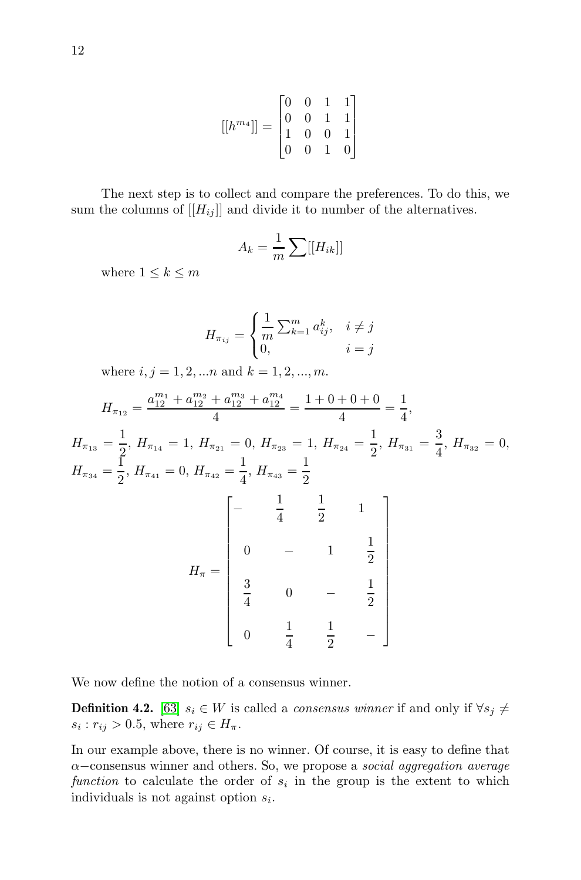$$[[h^{m_4}]] = \begin{bmatrix} 0 & 0 & 1 & 1 \\ 0 & 0 & 1 & 1 \\ 1 & 0 & 0 & 1 \\ 0 & 0 & 1 & 0 \end{bmatrix}$$

The next step is to collect and compare the preferences. To do this, we sum the columns of $[[H_{ij}]]$ and divide it to number of the alternatives.

$$A_k = \frac{1}{m} \sum [[H_{ik}]]$$

where $1 \leq k \leq m$

$$H_{\pi_{ij}} = \begin{cases} \frac{1}{m} \sum_{k=1}^{m} a_{ij}^{k}, & i \neq j \\ 0, & i = j \end{cases}$$

where $i, j = 1, 2, ...n$ and $k = 1, 2, ..., m$.

$$H_{\pi_{12}} = \frac{a_{12}^{m_1} + a_{12}^{m_2} + a_{12}^{m_3} + a_{12}^{m_4}}{4} = \frac{1 + 0 + 0 + 0}{4} = \frac{1}{4},$$

$H_{\pi_{13}} = \frac{1}{2}$, $H_{\pi_{14}} = 1$, $H_{\pi_{21}} = 0$, $H_{\pi_{23}} = 1$, $H_{\pi_{24}} = \frac{1}{2}$, $H_{\pi_{31}} = \frac{3}{4}$, $H_{\pi_{32}} = 0$, $H_{\pi_{34}} = \frac{1}{2}$, $H_{\pi_{41}} = 0$, $H_{\pi_{42}} = \frac{1}{4}$, $H_{\pi_{43}} = \frac{1}{2}$

$$H_{\pi} = \begin{bmatrix} - & \frac{1}{4} & \frac{1}{2} & 1 \\ 0 & - & 1 & \frac{1}{2} \\ \frac{3}{4} & 0 & - & \frac{1}{2} \\ 0 & \frac{1}{4} & \frac{1}{2} & - \end{bmatrix}$$

We now define the notion of a consensus winner.

**Definition 4.2.** [63] $s_i \in W$ is called a *consensus winner* if and only if $\forall s_j \neq s_i : r_{ij} > 0.5$, where $r_{ij} \in H_{\pi}$.

In our example above, there is no winner. Of course, it is easy to define that $\alpha-$consensus winner and others. So, we propose a *social aggregation average function* to calculate the order of $s_i$ in the group is the extent to which individuals is not against option $s_i$.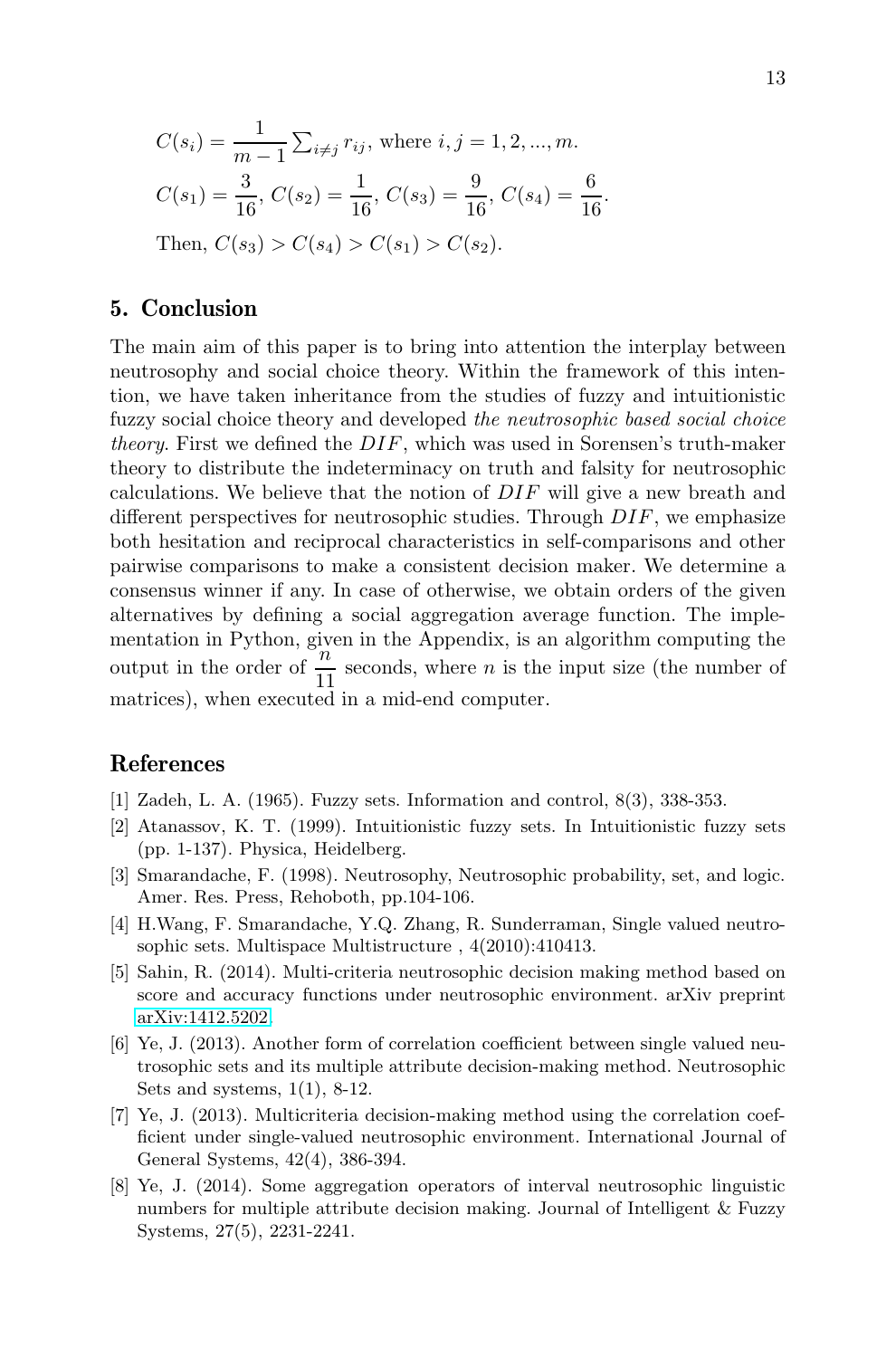$C(s_i) = \dfrac{1}{m-1} \sum_{i \neq j} r_{ij}$, where $i, j = 1, 2, ..., m$.

$C(s_1) = \dfrac{3}{16}$, $C(s_2) = \dfrac{1}{16}$, $C(s_3) = \dfrac{9}{16}$, $C(s_4) = \dfrac{6}{16}$.

Then, $C(s_3) > C(s_4) > C(s_1) > C(s_2)$.

## 5. Conclusion

The main aim of this paper is to bring into attention the interplay between neutrosophy and social choice theory. Within the framework of this intention, we have taken inheritance from the studies of fuzzy and intuitionistic fuzzy social choice theory and developed *the neutrosophic based social choice theory*. First we defined the $DIF$, which was used in Sorensen's truth-maker theory to distribute the indeterminacy on truth and falsity for neutrosophic calculations. We believe that the notion of $DIF$ will give a new breath and different perspectives for neutrosophic studies. Through $DIF$, we emphasize both hesitation and reciprocal characteristics in self-comparisons and other pairwise comparisons to make a consistent decision maker. We determine a consensus winner if any. In case of otherwise, we obtain orders of the given alternatives by defining a social aggregation average function. The implementation in Python, given in the Appendix, is an algorithm computing the output in the order of $\dfrac{n}{11}$ seconds, where $n$ is the input size (the number of matrices), when executed in a mid-end computer.

## References

[1] Zadeh, L. A. (1965). Fuzzy sets. Information and control, 8(3), 338-353.

[2] Atanassov, K. T. (1999). Intuitionistic fuzzy sets. In Intuitionistic fuzzy sets (pp. 1-137). Physica, Heidelberg.

[3] Smarandache, F. (1998). Neutrosophy, Neutrosophic probability, set, and logic. Amer. Res. Press, Rehoboth, pp.104-106.

[4] H.Wang, F. Smarandache, Y.Q. Zhang, R. Sunderraman, Single valued neutrosophic sets. Multispace Multistructure , 4(2010):410413.

[5] Sahin, R. (2014). Multi-criteria neutrosophic decision making method based on score and accuracy functions under neutrosophic environment. arXiv preprint arXiv:1412.5202.

[6] Ye, J. (2013). Another form of correlation coefficient between single valued neutrosophic sets and its multiple attribute decision-making method. Neutrosophic Sets and systems, 1(1), 8-12.

[7] Ye, J. (2013). Multicriteria decision-making method using the correlation coefficient under single-valued neutrosophic environment. International Journal of General Systems, 42(4), 386-394.

[8] Ye, J. (2014). Some aggregation operators of interval neutrosophic linguistic numbers for multiple attribute decision making. Journal of Intelligent & Fuzzy Systems, 27(5), 2231-2241.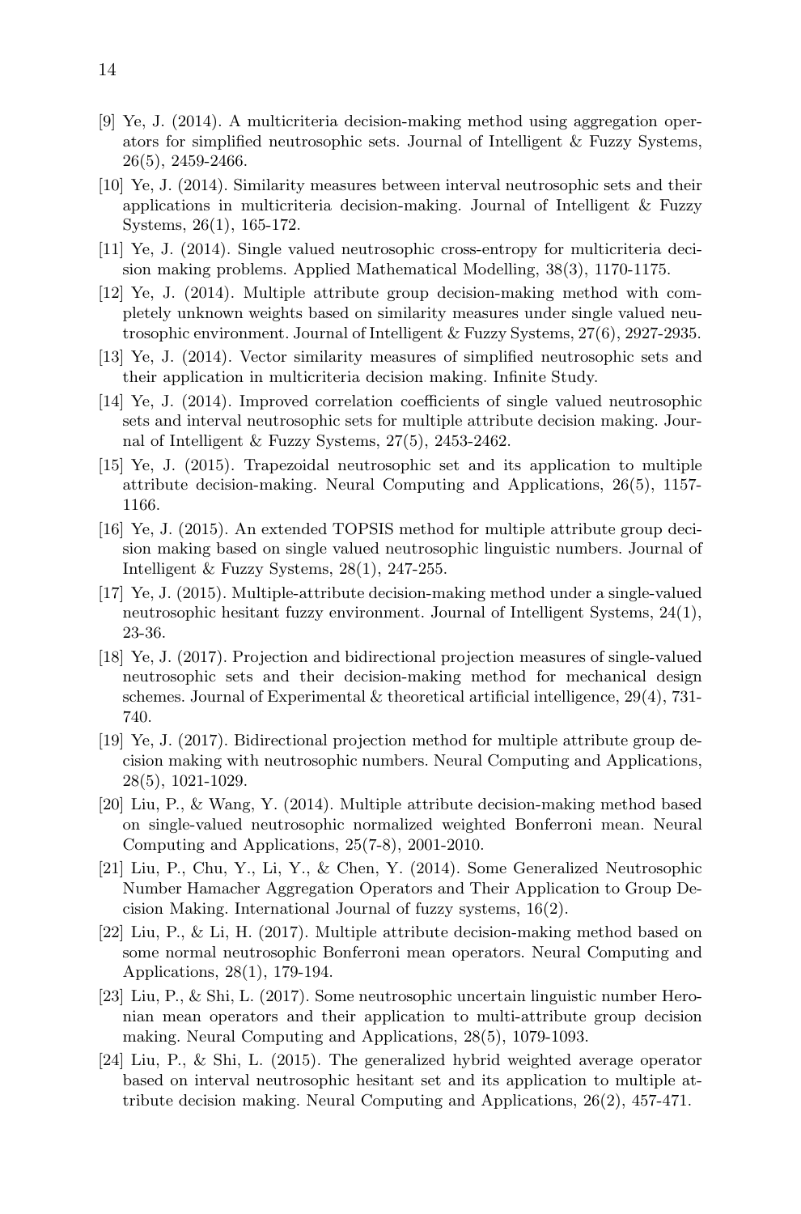[9] Ye, J. (2014). A multicriteria decision-making method using aggregation operators for simplified neutrosophic sets. Journal of Intelligent & Fuzzy Systems, 26(5), 2459-2466.

[10] Ye, J. (2014). Similarity measures between interval neutrosophic sets and their applications in multicriteria decision-making. Journal of Intelligent & Fuzzy Systems, 26(1), 165-172.

[11] Ye, J. (2014). Single valued neutrosophic cross-entropy for multicriteria decision making problems. Applied Mathematical Modelling, 38(3), 1170-1175.

[12] Ye, J. (2014). Multiple attribute group decision-making method with completely unknown weights based on similarity measures under single valued neutrosophic environment. Journal of Intelligent & Fuzzy Systems, 27(6), 2927-2935.

[13] Ye, J. (2014). Vector similarity measures of simplified neutrosophic sets and their application in multicriteria decision making. Infinite Study.

[14] Ye, J. (2014). Improved correlation coefficients of single valued neutrosophic sets and interval neutrosophic sets for multiple attribute decision making. Journal of Intelligent & Fuzzy Systems, 27(5), 2453-2462.

[15] Ye, J. (2015). Trapezoidal neutrosophic set and its application to multiple attribute decision-making. Neural Computing and Applications, 26(5), 1157-1166.

[16] Ye, J. (2015). An extended TOPSIS method for multiple attribute group decision making based on single valued neutrosophic linguistic numbers. Journal of Intelligent & Fuzzy Systems, 28(1), 247-255.

[17] Ye, J. (2015). Multiple-attribute decision-making method under a single-valued neutrosophic hesitant fuzzy environment. Journal of Intelligent Systems, 24(1), 23-36.

[18] Ye, J. (2017). Projection and bidirectional projection measures of single-valued neutrosophic sets and their decision-making method for mechanical design schemes. Journal of Experimental & theoretical artificial intelligence, 29(4), 731-740.

[19] Ye, J. (2017). Bidirectional projection method for multiple attribute group decision making with neutrosophic numbers. Neural Computing and Applications, 28(5), 1021-1029.

[20] Liu, P., & Wang, Y. (2014). Multiple attribute decision-making method based on single-valued neutrosophic normalized weighted Bonferroni mean. Neural Computing and Applications, 25(7-8), 2001-2010.

[21] Liu, P., Chu, Y., Li, Y., & Chen, Y. (2014). Some Generalized Neutrosophic Number Hamacher Aggregation Operators and Their Application to Group Decision Making. International Journal of fuzzy systems, 16(2).

[22] Liu, P., & Li, H. (2017). Multiple attribute decision-making method based on some normal neutrosophic Bonferroni mean operators. Neural Computing and Applications, 28(1), 179-194.

[23] Liu, P., & Shi, L. (2017). Some neutrosophic uncertain linguistic number Heronian mean operators and their application to multi-attribute group decision making. Neural Computing and Applications, 28(5), 1079-1093.

[24] Liu, P., & Shi, L. (2015). The generalized hybrid weighted average operator based on interval neutrosophic hesitant set and its application to multiple attribute decision making. Neural Computing and Applications, 26(2), 457-471.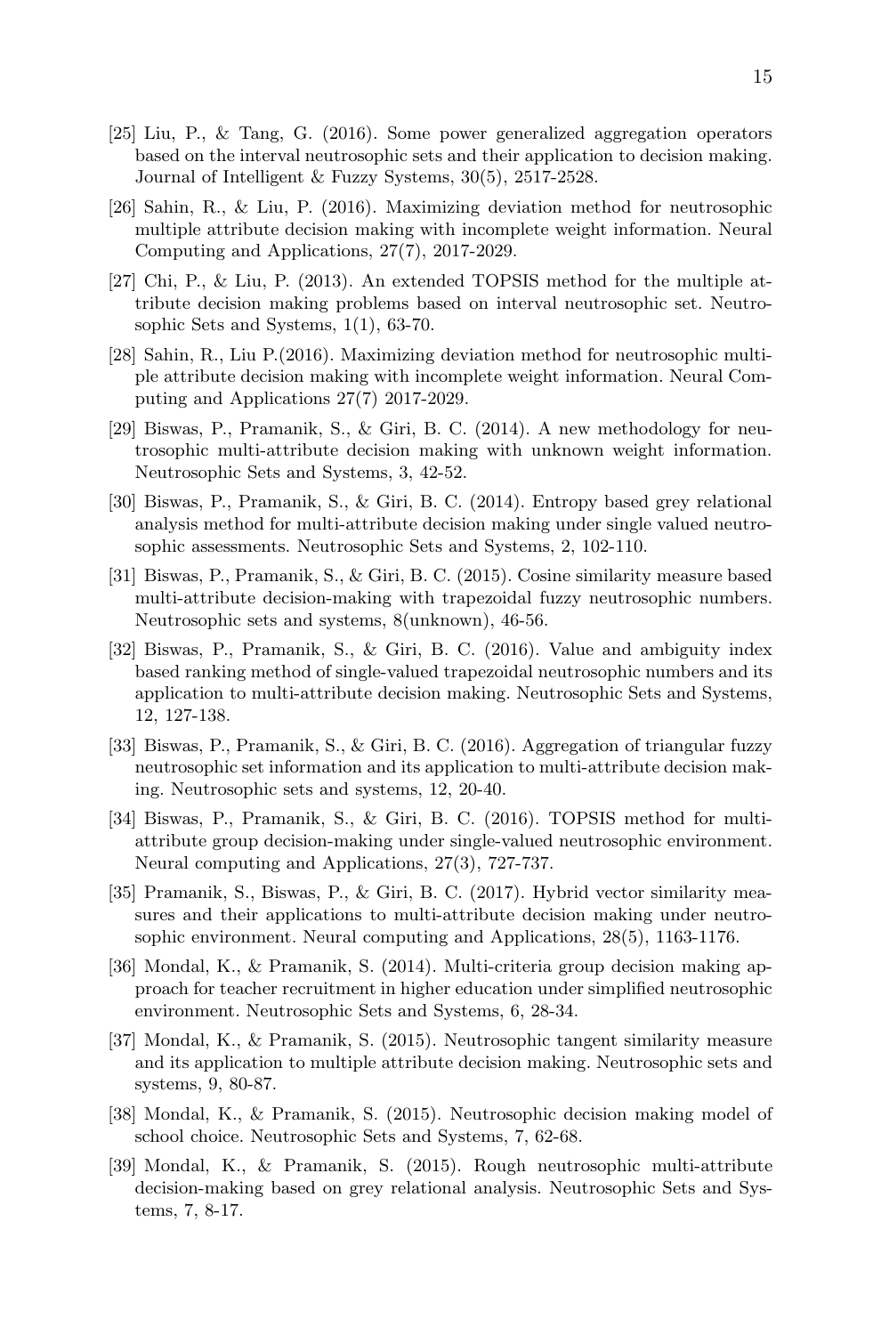[25] Liu, P., & Tang, G. (2016). Some power generalized aggregation operators based on the interval neutrosophic sets and their application to decision making. Journal of Intelligent & Fuzzy Systems, 30(5), 2517-2528.

[26] Sahin, R., & Liu, P. (2016). Maximizing deviation method for neutrosophic multiple attribute decision making with incomplete weight information. Neural Computing and Applications, 27(7), 2017-2029.

[27] Chi, P., & Liu, P. (2013). An extended TOPSIS method for the multiple attribute decision making problems based on interval neutrosophic set. Neutrosophic Sets and Systems, 1(1), 63-70.

[28] Sahin, R., Liu P.(2016). Maximizing deviation method for neutrosophic multiple attribute decision making with incomplete weight information. Neural Computing and Applications 27(7) 2017-2029.

[29] Biswas, P., Pramanik, S., & Giri, B. C. (2014). A new methodology for neutrosophic multi-attribute decision making with unknown weight information. Neutrosophic Sets and Systems, 3, 42-52.

[30] Biswas, P., Pramanik, S., & Giri, B. C. (2014). Entropy based grey relational analysis method for multi-attribute decision making under single valued neutrosophic assessments. Neutrosophic Sets and Systems, 2, 102-110.

[31] Biswas, P., Pramanik, S., & Giri, B. C. (2015). Cosine similarity measure based multi-attribute decision-making with trapezoidal fuzzy neutrosophic numbers. Neutrosophic sets and systems, 8(unknown), 46-56.

[32] Biswas, P., Pramanik, S., & Giri, B. C. (2016). Value and ambiguity index based ranking method of single-valued trapezoidal neutrosophic numbers and its application to multi-attribute decision making. Neutrosophic Sets and Systems, 12, 127-138.

[33] Biswas, P., Pramanik, S., & Giri, B. C. (2016). Aggregation of triangular fuzzy neutrosophic set information and its application to multi-attribute decision making. Neutrosophic sets and systems, 12, 20-40.

[34] Biswas, P., Pramanik, S., & Giri, B. C. (2016). TOPSIS method for multi-attribute group decision-making under single-valued neutrosophic environment. Neural computing and Applications, 27(3), 727-737.

[35] Pramanik, S., Biswas, P., & Giri, B. C. (2017). Hybrid vector similarity measures and their applications to multi-attribute decision making under neutrosophic environment. Neural computing and Applications, 28(5), 1163-1176.

[36] Mondal, K., & Pramanik, S. (2014). Multi-criteria group decision making approach for teacher recruitment in higher education under simplified neutrosophic environment. Neutrosophic Sets and Systems, 6, 28-34.

[37] Mondal, K., & Pramanik, S. (2015). Neutrosophic tangent similarity measure and its application to multiple attribute decision making. Neutrosophic sets and systems, 9, 80-87.

[38] Mondal, K., & Pramanik, S. (2015). Neutrosophic decision making model of school choice. Neutrosophic Sets and Systems, 7, 62-68.

[39] Mondal, K., & Pramanik, S. (2015). Rough neutrosophic multi-attribute decision-making based on grey relational analysis. Neutrosophic Sets and Systems, 7, 8-17.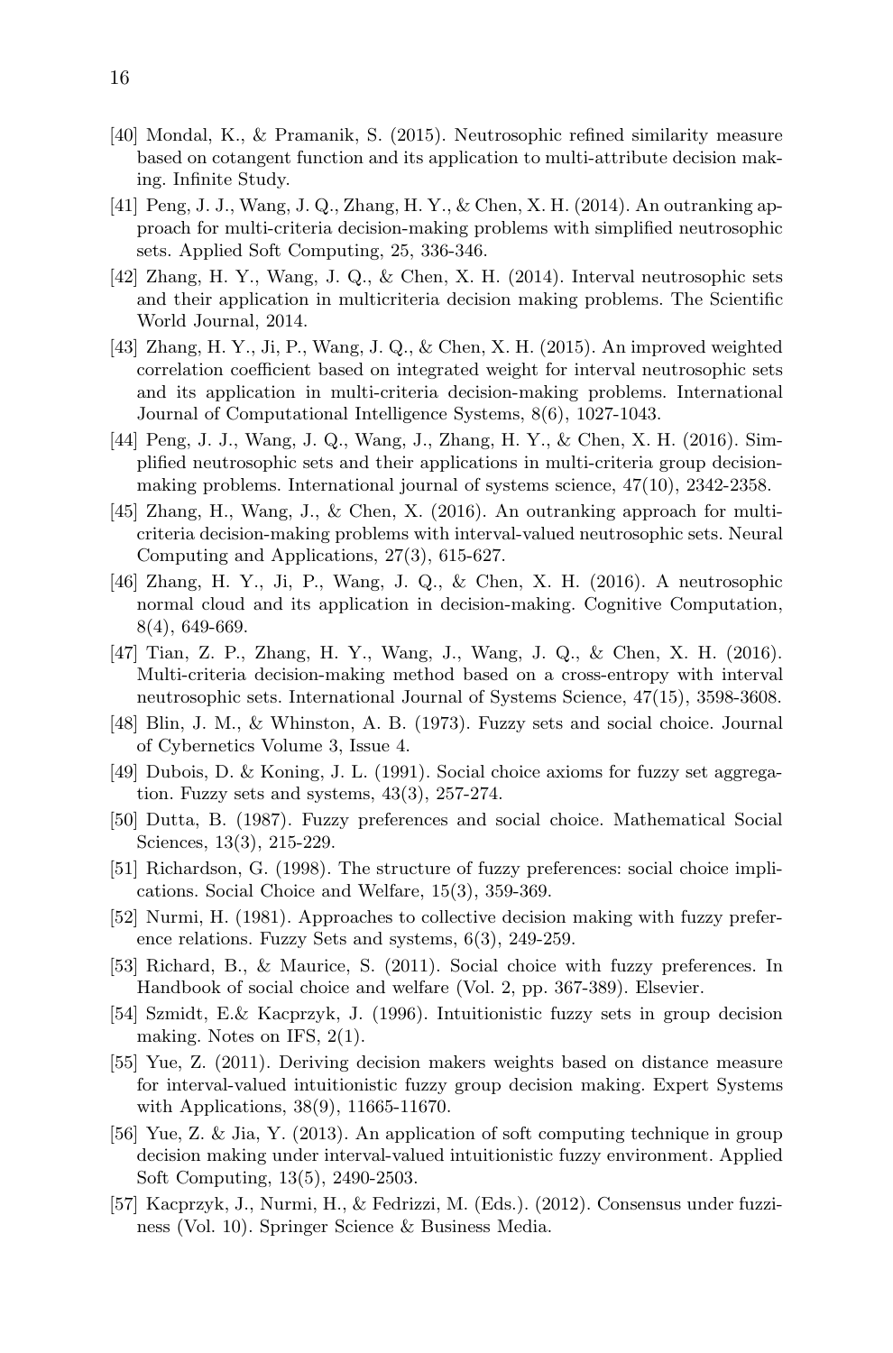[40] Mondal, K., & Pramanik, S. (2015). Neutrosophic refined similarity measure based on cotangent function and its application to multi-attribute decision making. Infinite Study.

[41] Peng, J. J., Wang, J. Q., Zhang, H. Y., & Chen, X. H. (2014). An outranking approach for multi-criteria decision-making problems with simplified neutrosophic sets. Applied Soft Computing, 25, 336-346.

[42] Zhang, H. Y., Wang, J. Q., & Chen, X. H. (2014). Interval neutrosophic sets and their application in multicriteria decision making problems. The Scientific World Journal, 2014.

[43] Zhang, H. Y., Ji, P., Wang, J. Q., & Chen, X. H. (2015). An improved weighted correlation coefficient based on integrated weight for interval neutrosophic sets and its application in multi-criteria decision-making problems. International Journal of Computational Intelligence Systems, 8(6), 1027-1043.

[44] Peng, J. J., Wang, J. Q., Wang, J., Zhang, H. Y., & Chen, X. H. (2016). Simplified neutrosophic sets and their applications in multi-criteria group decision-making problems. International journal of systems science, 47(10), 2342-2358.

[45] Zhang, H., Wang, J., & Chen, X. (2016). An outranking approach for multi-criteria decision-making problems with interval-valued neutrosophic sets. Neural Computing and Applications, 27(3), 615-627.

[46] Zhang, H. Y., Ji, P., Wang, J. Q., & Chen, X. H. (2016). A neutrosophic normal cloud and its application in decision-making. Cognitive Computation, 8(4), 649-669.

[47] Tian, Z. P., Zhang, H. Y., Wang, J., Wang, J. Q., & Chen, X. H. (2016). Multi-criteria decision-making method based on a cross-entropy with interval neutrosophic sets. International Journal of Systems Science, 47(15), 3598-3608.

[48] Blin, J. M., & Whinston, A. B. (1973). Fuzzy sets and social choice. Journal of Cybernetics Volume 3, Issue 4.

[49] Dubois, D. & Koning, J. L. (1991). Social choice axioms for fuzzy set aggregation. Fuzzy sets and systems, 43(3), 257-274.

[50] Dutta, B. (1987). Fuzzy preferences and social choice. Mathematical Social Sciences, 13(3), 215-229.

[51] Richardson, G. (1998). The structure of fuzzy preferences: social choice implications. Social Choice and Welfare, 15(3), 359-369.

[52] Nurmi, H. (1981). Approaches to collective decision making with fuzzy preference relations. Fuzzy Sets and systems, 6(3), 249-259.

[53] Richard, B., & Maurice, S. (2011). Social choice with fuzzy preferences. In Handbook of social choice and welfare (Vol. 2, pp. 367-389). Elsevier.

[54] Szmidt, E.& Kacprzyk, J. (1996). Intuitionistic fuzzy sets in group decision making. Notes on IFS, 2(1).

[55] Yue, Z. (2011). Deriving decision makers weights based on distance measure for interval-valued intuitionistic fuzzy group decision making. Expert Systems with Applications, 38(9), 11665-11670.

[56] Yue, Z. & Jia, Y. (2013). An application of soft computing technique in group decision making under interval-valued intuitionistic fuzzy environment. Applied Soft Computing, 13(5), 2490-2503.

[57] Kacprzyk, J., Nurmi, H., & Fedrizzi, M. (Eds.). (2012). Consensus under fuzziness (Vol. 10). Springer Science & Business Media.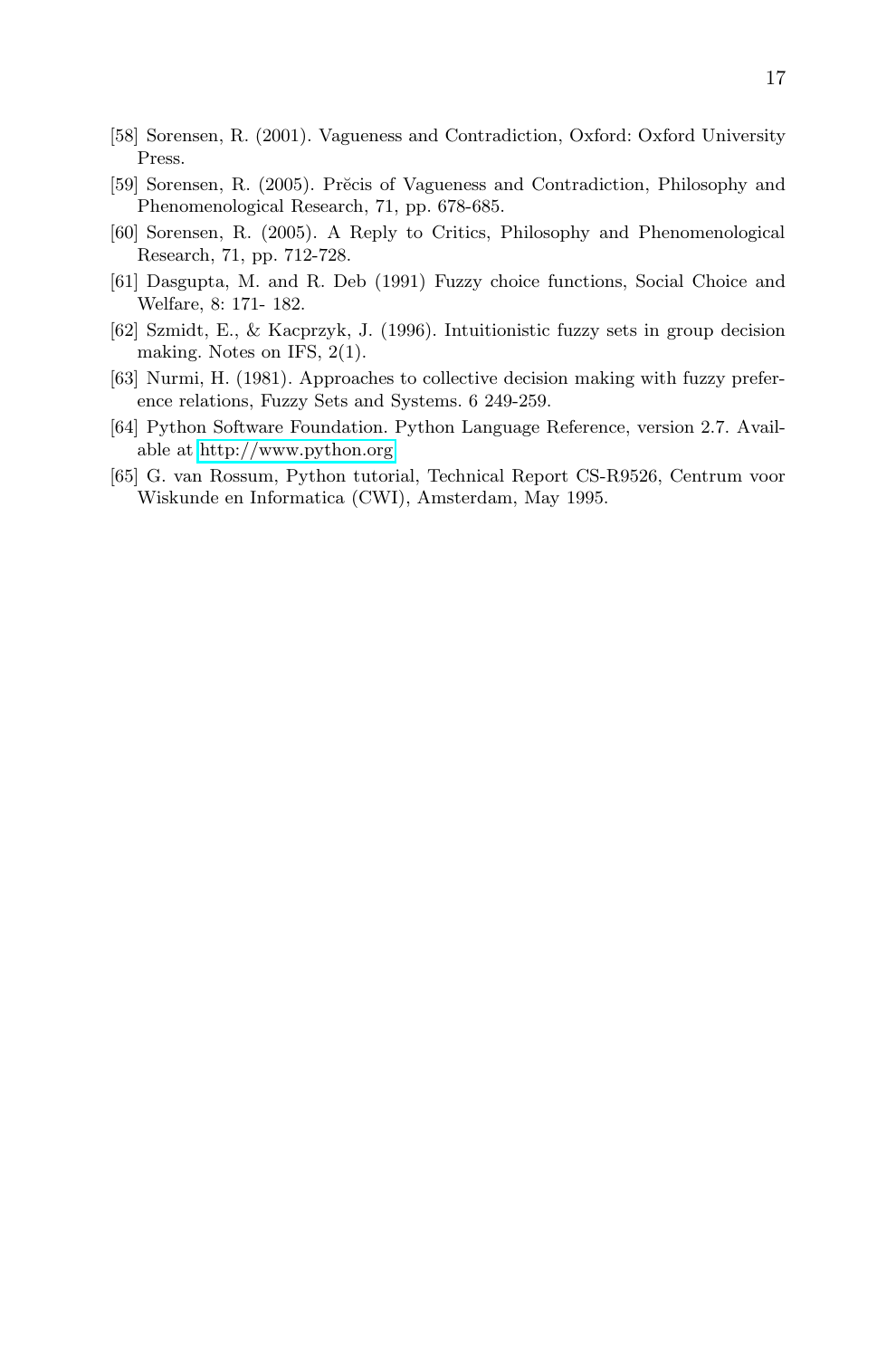[58] Sorensen, R. (2001). Vagueness and Contradiction, Oxford: Oxford University Press.

[59] Sorensen, R. (2005). Prĕcis of Vagueness and Contradiction, Philosophy and Phenomenological Research, 71, pp. 678-685.

[60] Sorensen, R. (2005). A Reply to Critics, Philosophy and Phenomenological Research, 71, pp. 712-728.

[61] Dasgupta, M. and R. Deb (1991) Fuzzy choice functions, Social Choice and Welfare, 8: 171- 182.

[62] Szmidt, E., & Kacprzyk, J. (1996). Intuitionistic fuzzy sets in group decision making. Notes on IFS, 2(1).

[63] Nurmi, H. (1981). Approaches to collective decision making with fuzzy preference relations, Fuzzy Sets and Systems. 6 249-259.

[64] Python Software Foundation. Python Language Reference, version 2.7. Available at http://www.python.org

[65] G. van Rossum, Python tutorial, Technical Report CS-R9526, Centrum voor Wiskunde en Informatica (CWI), Amsterdam, May 1995.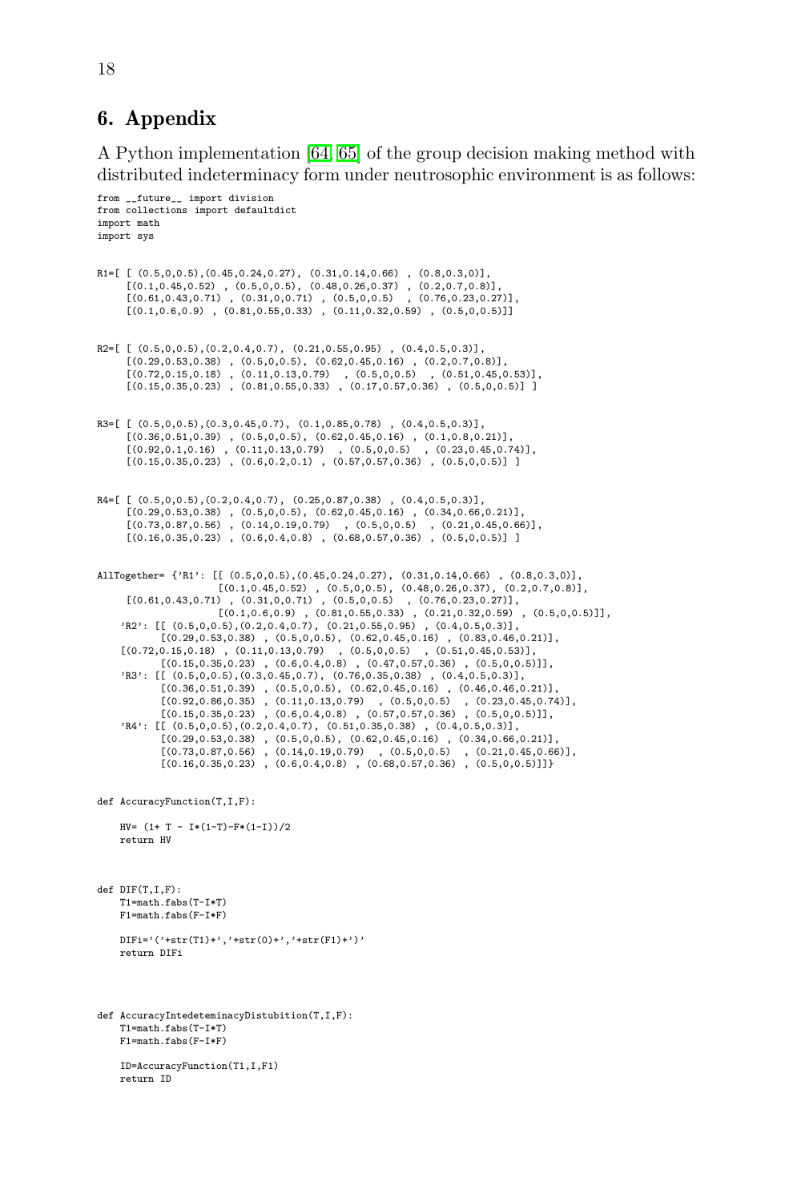## 6. Appendix

A Python implementation [64, 65] of the group decision making method with distributed indeterminacy form under neutrosophic environment is as follows:

```
from __future__ import division
from collections import defaultdict
import math
import sys


R1=[ [ (0.5,0,0.5),(0.45,0.24,0.27), (0.31,0.14,0.66) , (0.8,0.3,0)],
     [(0.1,0.45,0.52) , (0.5,0,0.5), (0.48,0.26,0.37) , (0.2,0.7,0.8)],
     [(0.61,0.43,0.71) , (0.31,0,0.71) , (0.5,0,0.5)  , (0.76,0.23,0.27)],
     [(0.1,0.6,0.9) , (0.81,0.55,0.33) , (0.11,0.32,0.59) , (0.5,0,0.5)]]


R2=[ [ (0.5,0,0.5),(0.2,0.4,0.7), (0.21,0.55,0.95) , (0.4,0.5,0.3)],
     [(0.29,0.53,0.38) , (0.5,0,0.5), (0.62,0.45,0.16) , (0.2,0.7,0.8)],
     [(0.72,0.15,0.18) , (0.11,0.13,0.79)  , (0.5,0,0.5)  , (0.51,0.45,0.53)],
     [(0.15,0.35,0.23) , (0.81,0.55,0.33) , (0.17,0.57,0.36) , (0.5,0,0.5)] ]


R3=[ [ (0.5,0,0.5),(0.3,0.45,0.7), (0.1,0.85,0.78) , (0.4,0.5,0.3)],
     [(0.36,0.51,0.39) , (0.5,0,0.5), (0.62,0.45,0.16) , (0.1,0.8,0.21)],
     [(0.92,0.1,0.16) , (0.11,0.13,0.79)  , (0.5,0,0.5)  , (0.23,0.45,0.74)],
     [(0.15,0.35,0.23) , (0.6,0.2,0.1) , (0.57,0.57,0.36) , (0.5,0,0.5)] ]


R4=[ [ (0.5,0,0.5),(0.2,0.4,0.7), (0.25,0.87,0.38) , (0.4,0.5,0.3)],
     [(0.29,0.53,0.38) , (0.5,0,0.5), (0.62,0.45,0.16) , (0.34,0.66,0.21)],
     [(0.73,0.87,0.56) , (0.14,0.19,0.79)  , (0.5,0,0.5)  , (0.21,0.45,0.66)],
     [(0.16,0.35,0.23) , (0.6,0.4,0.8) , (0.68,0.57,0.36) , (0.5,0,0.5)] ]


AllTogether= {'R1': [[ (0.5,0,0.5),(0.45,0.24,0.27), (0.31,0.14,0.66) , (0.8,0.3,0)],
                    [(0.1,0.45,0.52) , (0.5,0,0.5), (0.48,0.26,0.37), (0.2,0.7,0.8)],
     [(0.61,0.43,0.71) , (0.31,0,0.71) , (0.5,0,0.5)  , (0.76,0.23,0.27)],
                    [(0.1,0.6,0.9) , (0.81,0.55,0.33) , (0.21,0.32,0.59) , (0.5,0,0.5)]],
    'R2': [[ (0.5,0,0.5),(0.2,0.4,0.7), (0.21,0.55,0.95) , (0.4,0.5,0.3)],
          [(0.29,0.53,0.38) , (0.5,0,0.5), (0.62,0.45,0.16) , (0.83,0.46,0.21)],
    [(0.72,0.15,0.18) , (0.11,0.13,0.79)  , (0.5,0,0.5)  , (0.51,0.45,0.53)],
          [(0.15,0.35,0.23) , (0.6,0.4,0.8) , (0.47,0.57,0.36) , (0.5,0,0.5)]],
    'R3': [[ (0.5,0,0.5),(0.3,0.45,0.7), (0.76,0.35,0.38) , (0.4,0.5,0.3)],
          [(0.36,0.51,0.39) , (0.5,0,0.5), (0.62,0.45,0.16) , (0.46,0.46,0.21)],
          [(0.92,0.86,0.35) , (0.11,0.13,0.79)  , (0.5,0,0.5)  , (0.23,0.45,0.74)],
          [(0.15,0.35,0.23) , (0.6,0.4,0.8) , (0.57,0.57,0.36) , (0.5,0,0.5)]],
    'R4': [[ (0.5,0,0.5),(0.2,0.4,0.7), (0.51,0.35,0.38) , (0.4,0.5,0.3)],
          [(0.29,0.53,0.38) , (0.5,0,0.5), (0.62,0.45,0.16) , (0.34,0.66,0.21)],
          [(0.73,0.87,0.56) , (0.14,0.19,0.79)  , (0.5,0,0.5)  , (0.21,0.45,0.66)],
          [(0.16,0.35,0.23) , (0.6,0.4,0.8) , (0.68,0.57,0.36) , (0.5,0,0.5)]]}


def AccuracyFunction(T,I,F):

    HV= (1+ T - I*(1-T)-F*(1-I))/2
    return HV



def DIF(T,I,F):
    T1=math.fabs(T-I*T)
    F1=math.fabs(F-I*F)

    DIFi='('+str(T1)+','+str(0)+','+str(F1)+')'
    return DIFi




def AccuracyIntedeteminacyDistubition(T,I,F):
    T1=math.fabs(T-I*T)
    F1=math.fabs(F-I*F)

    ID=AccuracyFunction(T1,I,F1)
    return ID
```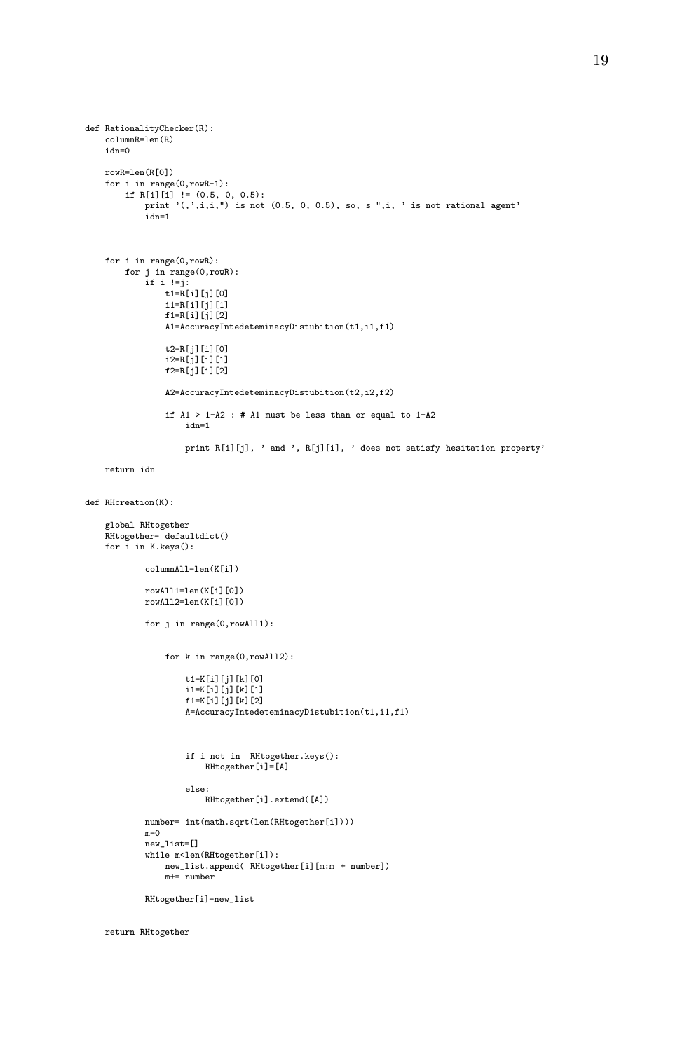```
def RationalityChecker(R):
    columnR=len(R)
    idn=0

    rowR=len(R[0])
    for i in range(0,rowR-1):
        if R[i][i] != (0.5, 0, 0.5):
            print '(,',i,i,") is not (0.5, 0, 0.5), so, s ",i, ' is not rational agent'
            idn=1



    for i in range(0,rowR):
        for j in range(0,rowR):
            if i !=j:
                t1=R[i][j][0]
                i1=R[i][j][1]
                f1=R[i][j][2]
                A1=AccuracyIntedeteminacyDistubition(t1,i1,f1)

                t2=R[j][i][0]
                i2=R[j][i][1]
                f2=R[j][i][2]

                A2=AccuracyIntedeteminacyDistubition(t2,i2,f2)

                if A1 > 1-A2 : # A1 must be less than or equal to 1-A2
                    idn=1

                    print R[i][j], ' and ', R[j][i], ' does not satisfy hesitation property'

    return idn


def RHcreation(K):

    global RHtogether
    RHtogether= defaultdict()
    for i in K.keys():

            columnAll=len(K[i])

            rowAll1=len(K[i][0])
            rowAll2=len(K[i][0])

            for j in range(0,rowAll1):


                for k in range(0,rowAll2):

                    t1=K[i][j][k][0]
                    i1=K[i][j][k][1]
                    f1=K[i][j][k][2]
                    A=AccuracyIntedeteminacyDistubition(t1,i1,f1)



                    if i not in  RHtogether.keys():
                        RHtogether[i]=[A]

                    else:
                        RHtogether[i].extend([A])

            number= int(math.sqrt(len(RHtogether[i])))
            m=0
            new_list=[]
            while m<len(RHtogether[i]):
                new_list.append( RHtogether[i][m:m + number])
                m+= number

            RHtogether[i]=new_list


    return RHtogether
```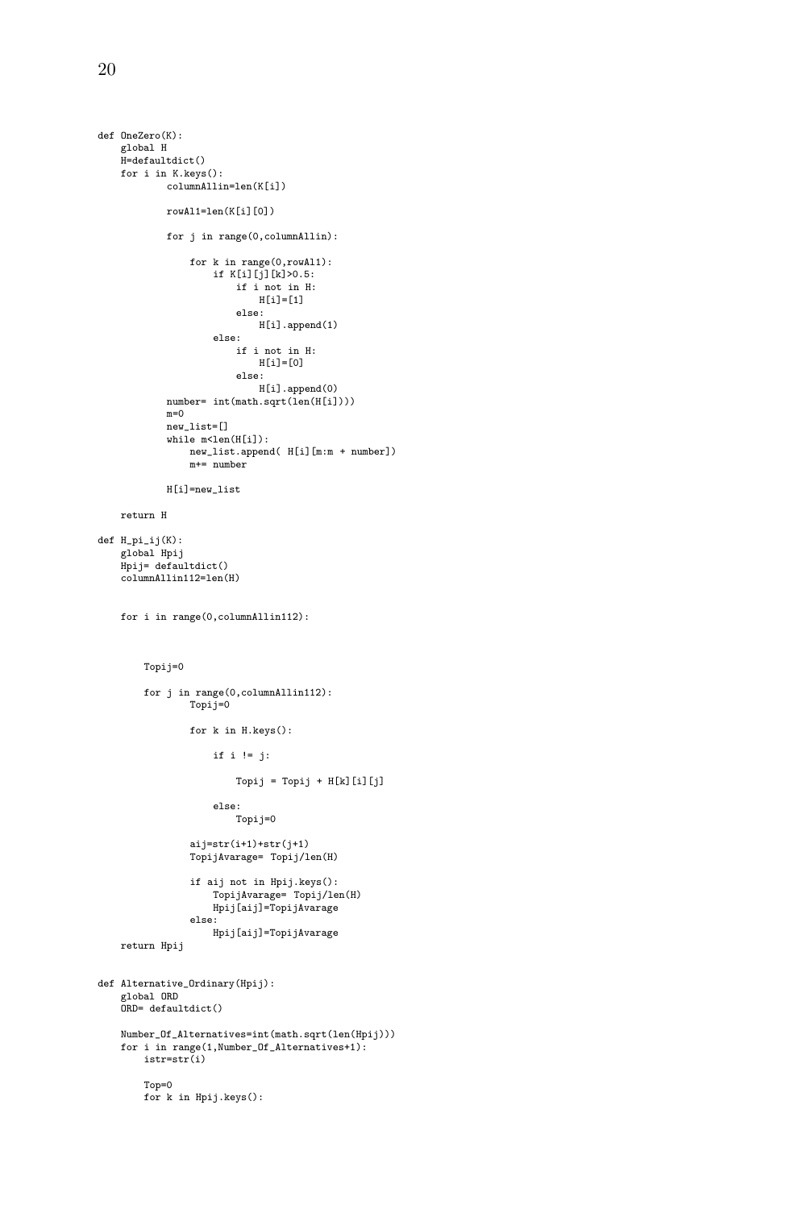```
def OneZero(K):
    global H
    H=defaultdict()
    for i in K.keys():
            columnAllin=len(K[i])

            rowAl1=len(K[i][0])

            for j in range(0,columnAllin):

                for k in range(0,rowAl1):
                    if K[i][j][k]>0.5:
                        if i not in H:
                            H[i]=[1]
                        else:
                            H[i].append(1)
                    else:
                        if i not in H:
                            H[i]=[0]
                        else:
                            H[i].append(0)
            number= int(math.sqrt(len(H[i])))
            m=0
            new_list=[]
            while m<len(H[i]):
                new_list.append( H[i][m:m + number])
                m+= number

            H[i]=new_list

    return H

def H_pi_ij(K):
    global Hpij
    Hpij= defaultdict()
    columnAllin112=len(H)


    for i in range(0,columnAllin112):



        Topij=0

        for j in range(0,columnAllin112):
                Topij=0

                for k in H.keys():

                    if i != j:

                        Topij = Topij + H[k][i][j]

                    else:
                        Topij=0

                aij=str(i+1)+str(j+1)
                TopijAvarage= Topij/len(H)

                if aij not in Hpij.keys():
                    TopijAvarage= Topij/len(H)
                    Hpij[aij]=TopijAvarage
                else:
                    Hpij[aij]=TopijAvarage
    return Hpij


def Alternative_Ordinary(Hpij):
    global ORD
    ORD= defaultdict()

    Number_Of_Alternatives=int(math.sqrt(len(Hpij)))
    for i in range(1,Number_Of_Alternatives+1):
        istr=str(i)

        Top=0
        for k in Hpij.keys():
```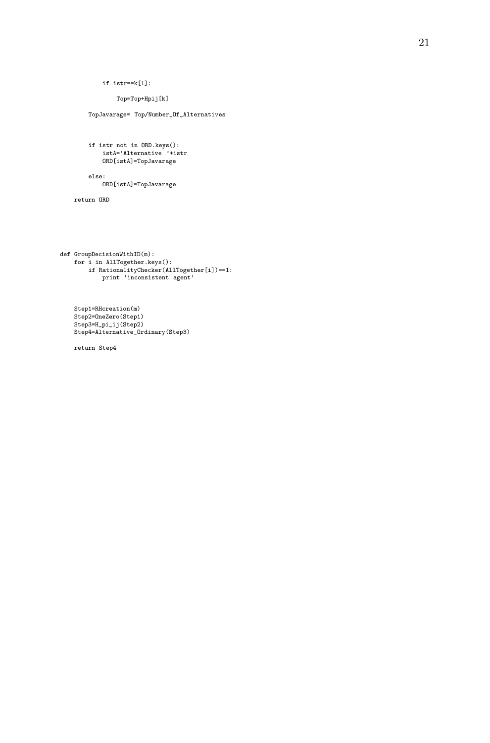```
            if istr==k[1]:

                Top=Top+Hpij[k]

        TopJavarage= Top/Number_Of_Alternatives



        if istr not in ORD.keys():
            istA='Alternative '+istr
            ORD[istA]=TopJavarage

        else:
            ORD[istA]=TopJavarage

    return ORD





def GroupDecisionWithID(m):
    for i in AllTogether.keys():
        if RationalityChecker(AllTogether[i])==1:
            print 'inconsistent agent'



    Step1=RHcreation(m)
    Step2=OneZero(Step1)
    Step3=H_pi_ij(Step2)
    Step4=Alternative_Ordinary(Step3)

    return Step4
```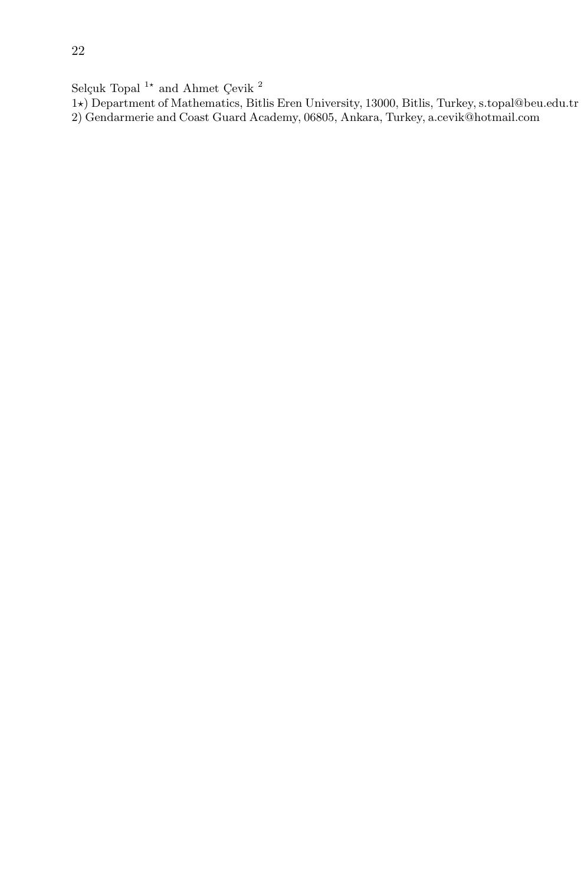Selçuk Topal [1⋆] and Ahmet Çevik [2]

1⋆) Department of Mathematics, Bitlis Eren University, 13000, Bitlis, Turkey, s.topal@beu.edu.tr

2) Gendarmerie and Coast Guard Academy, 06805, Ankara, Turkey, a.cevik@hotmail.com